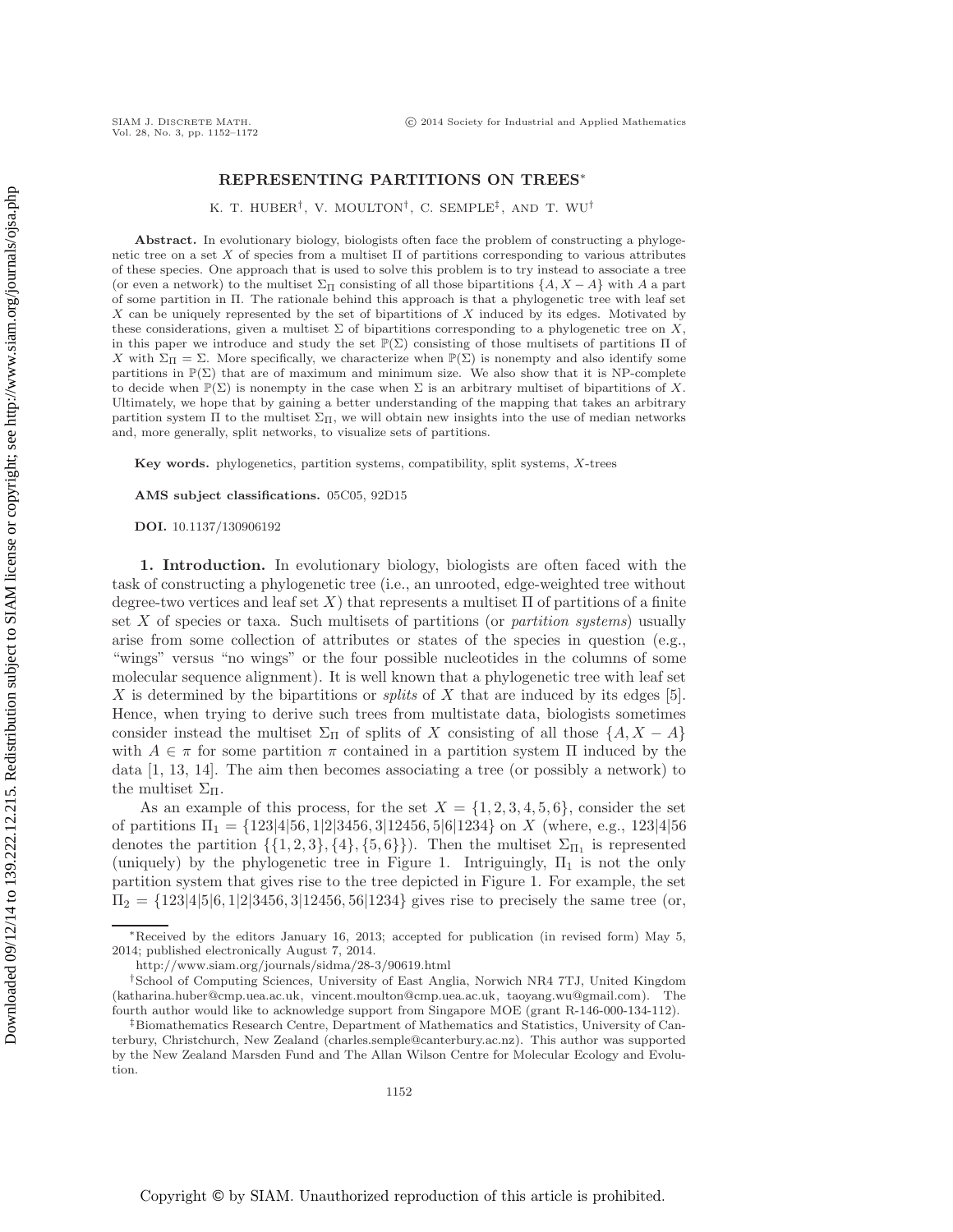# REPRESENTING PARTITIONS ON TREES*

K. T. HUBER†, V. MOULTON†, C. SEMPLE‡, AND T. WU†

**Abstract.** In evolutionary biology, biologists often face the problem of constructing a phylogenetic tree on a set $X$ of species from a multiset $\Pi$ of partitions corresponding to various attributes of these species. One approach that is used to solve this problem is to try instead to associate a tree (or even a network) to the multiset $\Sigma_\Pi$ consisting of all those bipartitions $\{A, X - A\}$ with $A$ a part of some partition in $\Pi$. The rationale behind this approach is that a phylogenetic tree with leaf set $X$ can be uniquely represented by the set of bipartitions of $X$ induced by its edges. Motivated by these considerations, given a multiset $\Sigma$ of bipartitions corresponding to a phylogenetic tree on $X$, in this paper we introduce and study the set $\mathbb{P}(\Sigma)$ consisting of those multisets of partitions $\Pi$ of $X$ with $\Sigma_\Pi = \Sigma$. More specifically, we characterize when $\mathbb{P}(\Sigma)$ is nonempty and also identify some partitions in $\mathbb{P}(\Sigma)$ that are of maximum and minimum size. We also show that it is NP-complete to decide when $\mathbb{P}(\Sigma)$ is nonempty in the case when $\Sigma$ is an arbitrary multiset of bipartitions of $X$. Ultimately, we hope that by gaining a better understanding of the mapping that takes an arbitrary partition system $\Pi$ to the multiset $\Sigma_\Pi$, we will obtain new insights into the use of median networks and, more generally, split networks, to visualize sets of partitions.

**Key words.** phylogenetics, partition systems, compatibility, split systems, $X$-trees

**AMS subject classifications.** 05C05, 92D15

**DOI.** 10.1137/130906192

## 1. Introduction.

In evolutionary biology, biologists are often faced with the task of constructing a phylogenetic tree (i.e., an unrooted, edge-weighted tree without degree-two vertices and leaf set $X$) that represents a multiset $\Pi$ of partitions of a finite set $X$ of species or taxa. Such multisets of partitions (or *partition systems*) usually arise from some collection of attributes or states of the species in question (e.g., "wings" versus "no wings" or the four possible nucleotides in the columns of some molecular sequence alignment). It is well known that a phylogenetic tree with leaf set $X$ is determined by the bipartitions or *splits* of $X$ that are induced by its edges [5]. Hence, when trying to derive such trees from multistate data, biologists sometimes consider instead the multiset $\Sigma_\Pi$ of splits of $X$ consisting of all those $\{A, X - A\}$ with $A \in \pi$ for some partition $\pi$ contained in a partition system $\Pi$ induced by the data [1, 13, 14]. The aim then becomes associating a tree (or possibly a network) to the multiset $\Sigma_\Pi$.

As an example of this process, for the set $X = \{1, 2, 3, 4, 5, 6\}$, consider the set of partitions $\Pi_1 = \{123|4|56, 1|2|3456, 3|12456, 5|6|1234\}$ on $X$ (where, e.g., $123|4|56$ denotes the partition $\{\{1, 2, 3\}, \{4\}, \{5, 6\}\}$). Then the multiset $\Sigma_{\Pi_1}$ is represented (uniquely) by the phylogenetic tree in Figure 1. Intriguingly, $\Pi_1$ is not the only partition system that gives rise to the tree depicted in Figure 1. For example, the set $\Pi_2 = \{123|4|5|6, 1|2|3456, 3|12456, 56|1234\}$ gives rise to precisely the same tree (or,

---

*Received by the editors January 16, 2013; accepted for publication (in revised form) May 5, 2014; published electronically August 7, 2014.
http://www.siam.org/journals/sidma/28-3/90619.html

†School of Computing Sciences, University of East Anglia, Norwich NR4 7TJ, United Kingdom (katharina.huber@cmp.uea.ac.uk, vincent.moulton@cmp.uea.ac.uk, taoyang.wu@gmail.com). The fourth author would like to acknowledge support from Singapore MOE (grant R-146-000-134-112).

‡Biomathematics Research Centre, Department of Mathematics and Statistics, University of Canterbury, Christchurch, New Zealand (charles.semple@canterbury.ac.nz). This author was supported by the New Zealand Marsden Fund and The Allan Wilson Centre for Molecular Ecology and Evolution.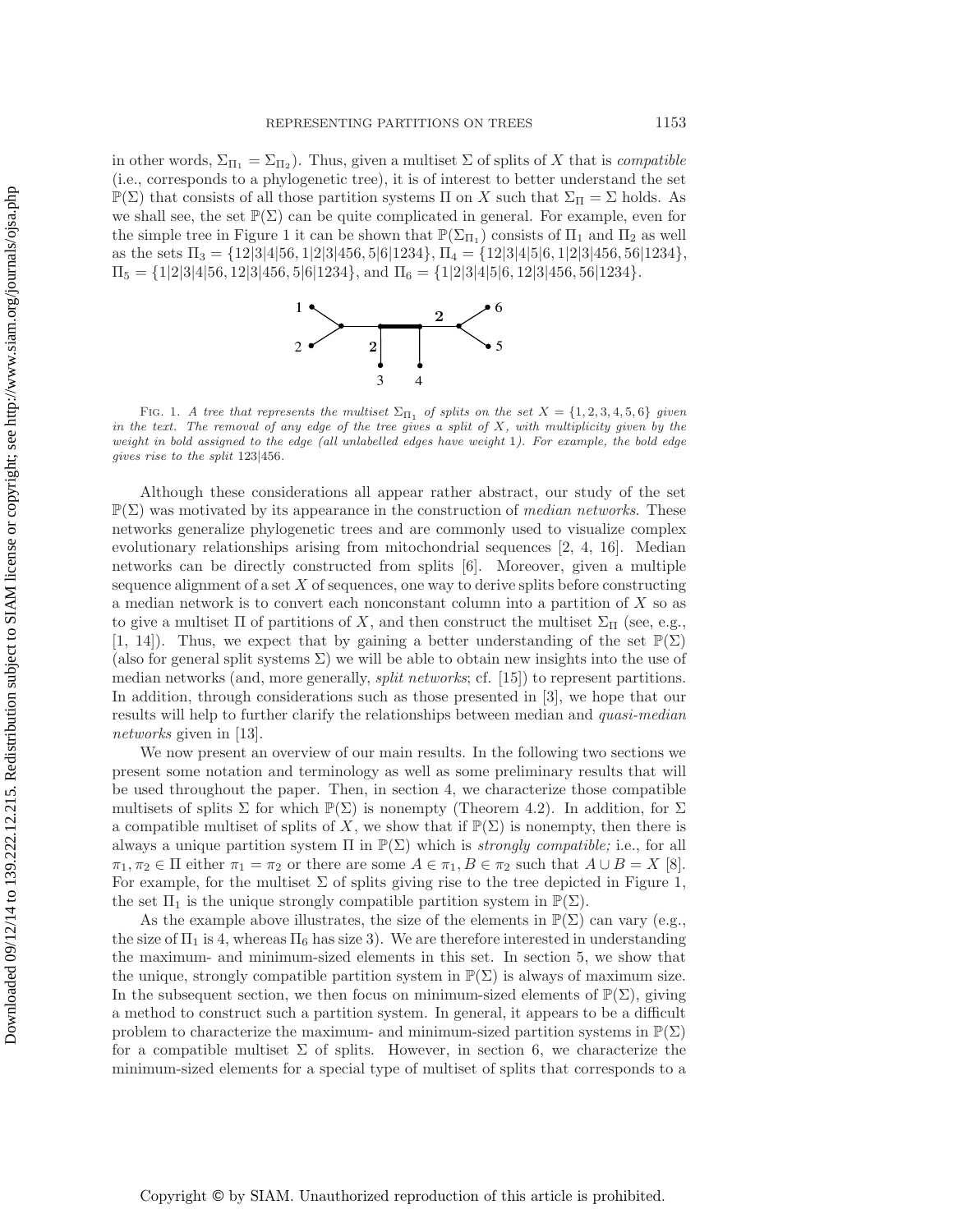in other words, $\Sigma_{\Pi_1} = \Sigma_{\Pi_2}$). Thus, given a multiset $\Sigma$ of splits of $X$ that is *compatible* (i.e., corresponds to a phylogenetic tree), it is of interest to better understand the set $\mathbb{P}(\Sigma)$ that consists of all those partition systems $\Pi$ on $X$ such that $\Sigma_\Pi = \Sigma$ holds. As we shall see, the set $\mathbb{P}(\Sigma)$ can be quite complicated in general. For example, even for the simple tree in Figure 1 it can be shown that $\mathbb{P}(\Sigma_{\Pi_1})$ consists of $\Pi_1$ and $\Pi_2$ as well as the sets $\Pi_3 = \{12|3|4|56, 1|2|3|456, 5|6|1234\}$, $\Pi_4 = \{12|3|4|5|6, 1|2|3|456, 56|1234\}$, $\Pi_5 = \{1|2|3|4|56, 12|3|456, 5|6|1234\}$, and $\Pi_6 = \{1|2|3|4|5|6, 12|3|456, 56|1234\}$.

Fig. 1. *A tree that represents the multiset $\Sigma_{\Pi_1}$ of splits on the set $X = \{1, 2, 3, 4, 5, 6\}$ given in the text. The removal of any edge of the tree gives a split of $X$, with multiplicity given by the weight in bold assigned to the edge (all unlabelled edges have weight 1). For example, the bold edge gives rise to the split 123|456.*

Although these considerations all appear rather abstract, our study of the set $\mathbb{P}(\Sigma)$ was motivated by its appearance in the construction of *median networks*. These networks generalize phylogenetic trees and are commonly used to visualize complex evolutionary relationships arising from mitochondrial sequences [2, 4, 16]. Median networks can be directly constructed from splits [6]. Moreover, given a multiple sequence alignment of a set $X$ of sequences, one way to derive splits before constructing a median network is to convert each nonconstant column into a partition of $X$ so as to give a multiset $\Pi$ of partitions of $X$, and then construct the multiset $\Sigma_\Pi$ (see, e.g., [1, 14]). Thus, we expect that by gaining a better understanding of the set $\mathbb{P}(\Sigma)$ (also for general split systems $\Sigma$) we will be able to obtain new insights into the use of median networks (and, more generally, *split networks*; cf. [15]) to represent partitions. In addition, through considerations such as those presented in [3], we hope that our results will help to further clarify the relationships between median and *quasi-median networks* given in [13].

We now present an overview of our main results. In the following two sections we present some notation and terminology as well as some preliminary results that will be used throughout the paper. Then, in section 4, we characterize those compatible multisets of splits $\Sigma$ for which $\mathbb{P}(\Sigma)$ is nonempty (Theorem 4.2). In addition, for $\Sigma$ a compatible multiset of splits of $X$, we show that if $\mathbb{P}(\Sigma)$ is nonempty, then there is always a unique partition system $\Pi$ in $\mathbb{P}(\Sigma)$ which is *strongly compatible;* i.e., for all $\pi_1, \pi_2 \in \Pi$ either $\pi_1 = \pi_2$ or there are some $A \in \pi_1, B \in \pi_2$ such that $A \cup B = X$ [8]. For example, for the multiset $\Sigma$ of splits giving rise to the tree depicted in Figure 1, the set $\Pi_1$ is the unique strongly compatible partition system in $\mathbb{P}(\Sigma)$.

As the example above illustrates, the size of the elements in $\mathbb{P}(\Sigma)$ can vary (e.g., the size of $\Pi_1$ is 4, whereas $\Pi_6$ has size 3). We are therefore interested in understanding the maximum- and minimum-sized elements in this set. In section 5, we show that the unique, strongly compatible partition system in $\mathbb{P}(\Sigma)$ is always of maximum size. In the subsequent section, we then focus on minimum-sized elements of $\mathbb{P}(\Sigma)$, giving a method to construct such a partition system. In general, it appears to be a difficult problem to characterize the maximum- and minimum-sized partition systems in $\mathbb{P}(\Sigma)$ for a compatible multiset $\Sigma$ of splits. However, in section 6, we characterize the minimum-sized elements for a special type of multiset of splits that corresponds to a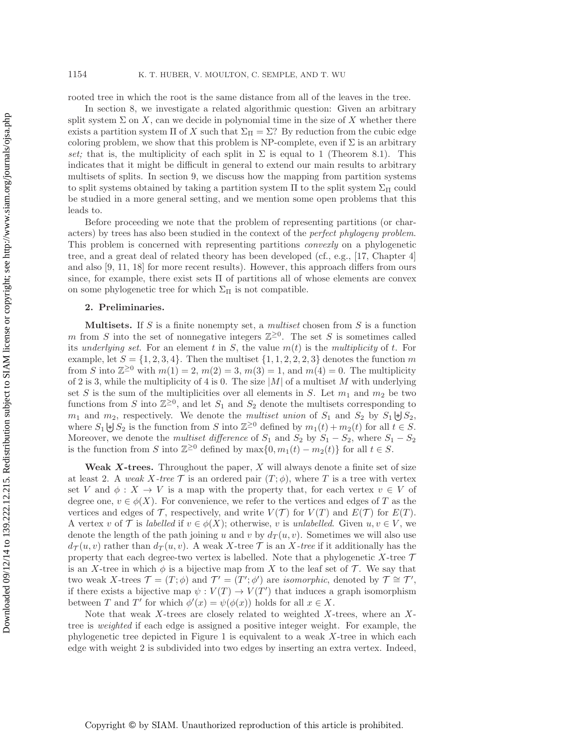rooted tree in which the root is the same distance from all of the leaves in the tree.

In section 8, we investigate a related algorithmic question: Given an arbitrary split system $\Sigma$ on $X$, can we decide in polynomial time in the size of $X$ whether there exists a partition system $\Pi$ of $X$ such that $\Sigma_\Pi = \Sigma$? By reduction from the cubic edge coloring problem, we show that this problem is NP-complete, even if $\Sigma$ is an arbitrary *set;* that is, the multiplicity of each split in $\Sigma$ is equal to 1 (Theorem 8.1). This indicates that it might be difficult in general to extend our main results to arbitrary multisets of splits. In section 9, we discuss how the mapping from partition systems to split systems obtained by taking a partition system $\Pi$ to the split system $\Sigma_\Pi$ could be studied in a more general setting, and we mention some open problems that this leads to.

Before proceeding we note that the problem of representing partitions (or characters) by trees has also been studied in the context of the *perfect phylogeny problem*. This problem is concerned with representing partitions *convexly* on a phylogenetic tree, and a great deal of related theory has been developed (cf., e.g., [17, Chapter 4] and also [9, 11, 18] for more recent results). However, this approach differs from ours since, for example, there exist sets $\Pi$ of partitions all of whose elements are convex on some phylogenetic tree for which $\Sigma_\Pi$ is not compatible.

## 2. Preliminaries.

**Multisets.** If $S$ is a finite nonempty set, a *multiset* chosen from $S$ is a function $m$ from $S$ into the set of nonnegative integers $\mathbb{Z}^{\geq 0}$. The set $S$ is sometimes called its *underlying set*. For an element $t$ in $S$, the value $m(t)$ is the *multiplicity* of $t$. For example, let $S = \{1, 2, 3, 4\}$. Then the multiset $\{1, 1, 2, 2, 2, 3\}$ denotes the function $m$ from $S$ into $\mathbb{Z}^{\geq 0}$ with $m(1) = 2$, $m(2) = 3$, $m(3) = 1$, and $m(4) = 0$. The multiplicity of 2 is 3, while the multiplicity of 4 is 0. The size $|M|$ of a multiset $M$ with underlying set $S$ is the sum of the multiplicities over all elements in $S$. Let $m_1$ and $m_2$ be two functions from $S$ into $\mathbb{Z}^{\geq 0}$, and let $S_1$ and $S_2$ denote the multisets corresponding to $m_1$ and $m_2$, respectively. We denote the *multiset union* of $S_1$ and $S_2$ by $S_1 \uplus S_2$, where $S_1 \uplus S_2$ is the function from $S$ into $\mathbb{Z}^{\geq 0}$ defined by $m_1(t) + m_2(t)$ for all $t \in S$. Moreover, we denote the *multiset difference* of $S_1$ and $S_2$ by $S_1 - S_2$, where $S_1 - S_2$ is the function from $S$ into $\mathbb{Z}^{\geq 0}$ defined by $\max\{0, m_1(t) - m_2(t)\}$ for all $t \in S$.

**Weak $X$-trees.** Throughout the paper, $X$ will always denote a finite set of size at least 2. A *weak $X$-tree* $\mathcal{T}$ is an ordered pair $(T; \phi)$, where $T$ is a tree with vertex set $V$ and $\phi : X \to V$ is a map with the property that, for each vertex $v \in V$ of degree one, $v \in \phi(X)$. For convenience, we refer to the vertices and edges of $T$ as the vertices and edges of $\mathcal{T}$, respectively, and write $V(\mathcal{T})$ for $V(T)$ and $E(\mathcal{T})$ for $E(T)$. A vertex $v$ of $\mathcal{T}$ is *labelled* if $v \in \phi(X)$; otherwise, $v$ is *unlabelled*. Given $u, v \in V$, we denote the length of the path joining $u$ and $v$ by $d_T(u, v)$. Sometimes we will also use $d_\mathcal{T}(u, v)$ rather than $d_T(u, v)$. A weak $X$-tree $\mathcal{T}$ is an *$X$-tree* if it additionally has the property that each degree-two vertex is labelled. Note that a phylogenetic $X$-tree $\mathcal{T}$ is an $X$-tree in which $\phi$ is a bijective map from $X$ to the leaf set of $\mathcal{T}$. We say that two weak $X$-trees $\mathcal{T} = (T; \phi)$ and $\mathcal{T}' = (T'; \phi')$ are *isomorphic*, denoted by $\mathcal{T} \cong \mathcal{T}'$, if there exists a bijective map $\psi : V(T) \to V(T')$ that induces a graph isomorphism between $T$ and $T'$ for which $\phi'(x) = \psi(\phi(x))$ holds for all $x \in X$.

Note that weak $X$-trees are closely related to weighted $X$-trees, where an $X$-tree is *weighted* if each edge is assigned a positive integer weight. For example, the phylogenetic tree depicted in Figure 1 is equivalent to a weak $X$-tree in which each edge with weight 2 is subdivided into two edges by inserting an extra vertex. Indeed,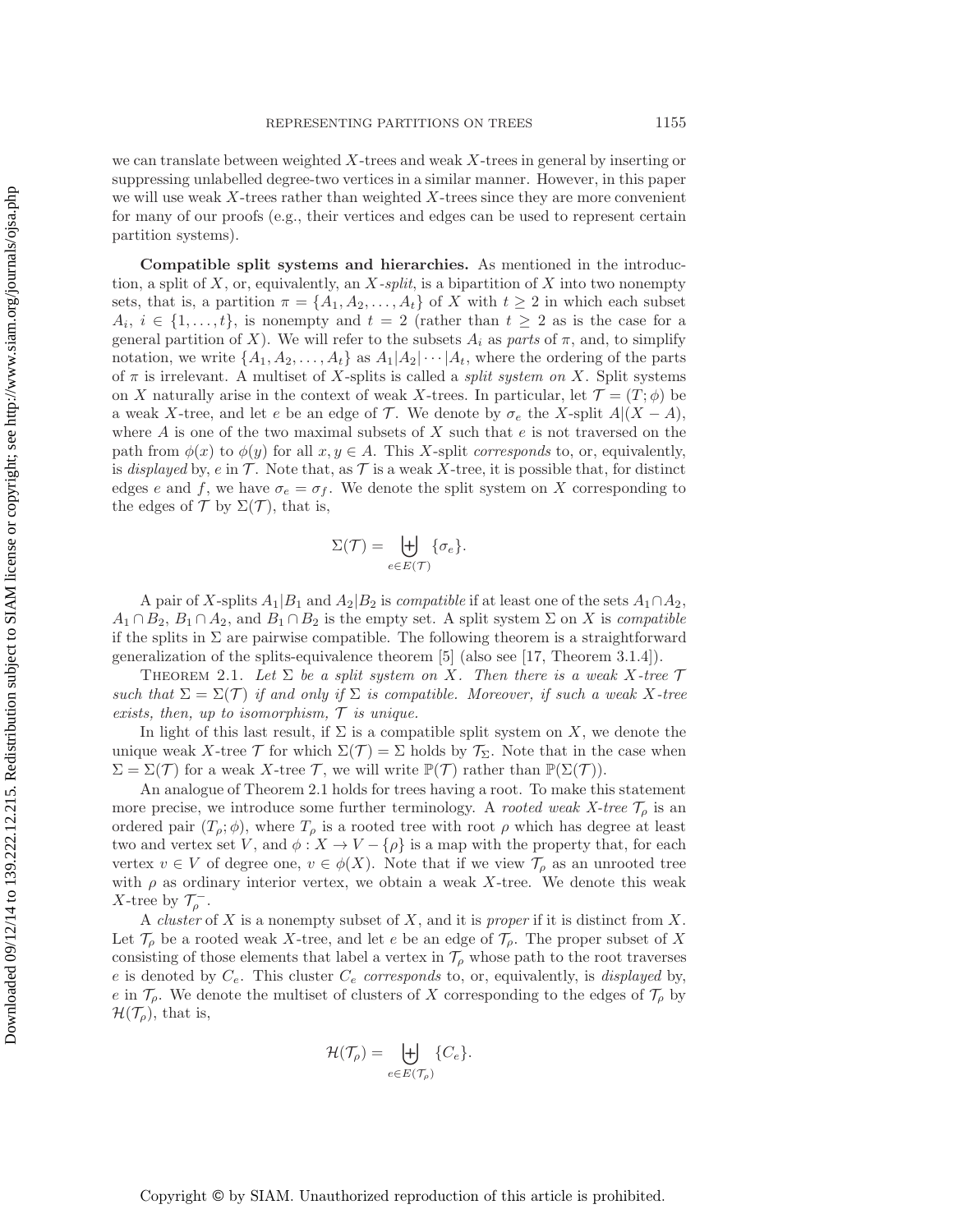we can translate between weighted $X$-trees and weak $X$-trees in general by inserting or suppressing unlabelled degree-two vertices in a similar manner. However, in this paper we will use weak $X$-trees rather than weighted $X$-trees since they are more convenient for many of our proofs (e.g., their vertices and edges can be used to represent certain partition systems).

**Compatible split systems and hierarchies.** As mentioned in the introduction, a split of $X$, or, equivalently, an $X$*-split*, is a bipartition of $X$ into two nonempty sets, that is, a partition $\pi = \{A_1, A_2, \ldots, A_t\}$ of $X$ with $t \geq 2$ in which each subset $A_i$, $i \in \{1, \ldots, t\}$, is nonempty and $t = 2$ (rather than $t \geq 2$ as is the case for a general partition of $X$). We will refer to the subsets $A_i$ as *parts* of $\pi$, and, to simplify notation, we write $\{A_1, A_2, \ldots, A_t\}$ as $A_1|A_2|\cdots|A_t$, where the ordering of the parts of $\pi$ is irrelevant. A multiset of $X$-splits is called a *split system on* $X$. Split systems on $X$ naturally arise in the context of weak $X$-trees. In particular, let $\mathcal{T} = (T; \phi)$ be a weak $X$-tree, and let $e$ be an edge of $\mathcal{T}$. We denote by $\sigma_e$ the $X$-split $A|(X - A)$, where $A$ is one of the two maximal subsets of $X$ such that $e$ is not traversed on the path from $\phi(x)$ to $\phi(y)$ for all $x, y \in A$. This $X$-split *corresponds* to, or, equivalently, is *displayed* by, $e$ in $\mathcal{T}$. Note that, as $\mathcal{T}$ is a weak $X$-tree, it is possible that, for distinct edges $e$ and $f$, we have $\sigma_e = \sigma_f$. We denote the split system on $X$ corresponding to the edges of $\mathcal{T}$ by $\Sigma(\mathcal{T})$, that is,

$$\Sigma(\mathcal{T}) = \biguplus_{e \in E(\mathcal{T})} \{\sigma_e\}.$$

A pair of $X$-splits $A_1|B_1$ and $A_2|B_2$ is *compatible* if at least one of the sets $A_1 \cap A_2$, $A_1 \cap B_2$, $B_1 \cap A_2$, and $B_1 \cap B_2$ is the empty set. A split system $\Sigma$ on $X$ is *compatible* if the splits in $\Sigma$ are pairwise compatible. The following theorem is a straightforward generalization of the splits-equivalence theorem [5] (also see [17, Theorem 3.1.4]).

Theorem 2.1. *Let $\Sigma$ be a split system on $X$. Then there is a weak $X$-tree $\mathcal{T}$ such that $\Sigma = \Sigma(\mathcal{T})$ if and only if $\Sigma$ is compatible. Moreover, if such a weak $X$-tree exists, then, up to isomorphism, $\mathcal{T}$ is unique.*

In light of this last result, if $\Sigma$ is a compatible split system on $X$, we denote the unique weak $X$-tree $\mathcal{T}$ for which $\Sigma(\mathcal{T}) = \Sigma$ holds by $\mathcal{T}_\Sigma$. Note that in the case when $\Sigma = \Sigma(\mathcal{T})$ for a weak $X$-tree $\mathcal{T}$, we will write $\mathbb{P}(\mathcal{T})$ rather than $\mathbb{P}(\Sigma(\mathcal{T}))$.

An analogue of Theorem 2.1 holds for trees having a root. To make this statement more precise, we introduce some further terminology. A *rooted weak $X$-tree* $\mathcal{T}_\rho$ is an ordered pair $(T_\rho; \phi)$, where $T_\rho$ is a rooted tree with root $\rho$ which has degree at least two and vertex set $V$, and $\phi : X \to V - \{\rho\}$ is a map with the property that, for each vertex $v \in V$ of degree one, $v \in \phi(X)$. Note that if we view $\mathcal{T}_\rho$ as an unrooted tree with $\rho$ as ordinary interior vertex, we obtain a weak $X$-tree. We denote this weak $X$-tree by $\mathcal{T}_\rho^-$.

A *cluster* of $X$ is a nonempty subset of $X$, and it is *proper* if it is distinct from $X$. Let $\mathcal{T}_\rho$ be a rooted weak $X$-tree, and let $e$ be an edge of $\mathcal{T}_\rho$. The proper subset of $X$ consisting of those elements that label a vertex in $\mathcal{T}_\rho$ whose path to the root traverses $e$ is denoted by $C_e$. This cluster $C_e$ *corresponds* to, or, equivalently, is *displayed* by, $e$ in $\mathcal{T}_\rho$. We denote the multiset of clusters of $X$ corresponding to the edges of $\mathcal{T}_\rho$ by $\mathcal{H}(\mathcal{T}_\rho)$, that is,

$$\mathcal{H}(\mathcal{T}_\rho) = \biguplus_{e \in E(\mathcal{T}_\rho)} \{C_e\}.$$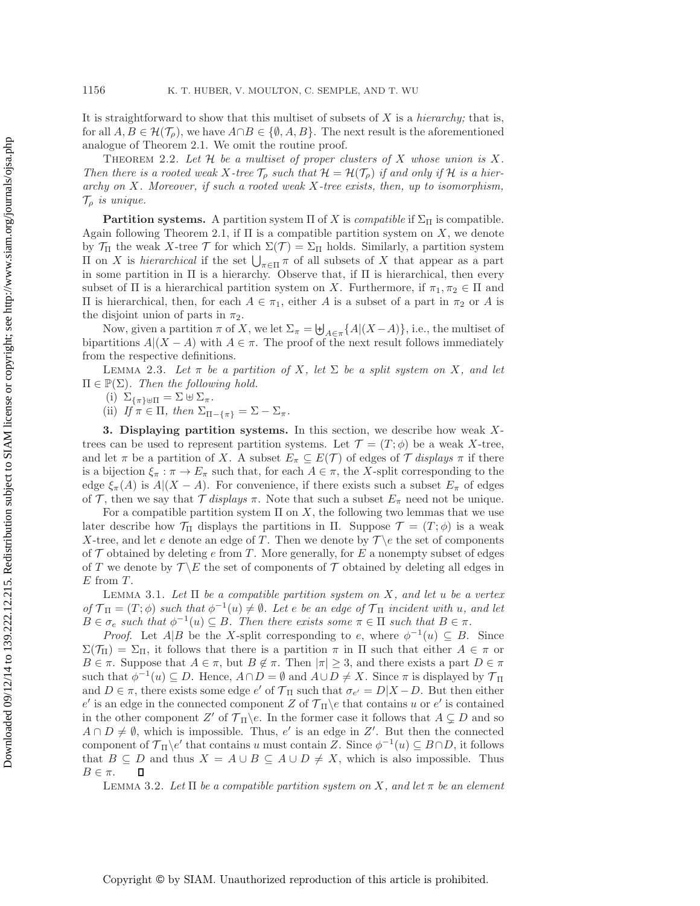It is straightforward to show that this multiset of subsets of $X$ is a *hierarchy;* that is, for all $A, B \in \mathcal{H}(\mathcal{T}_\rho)$, we have $A \cap B \in \{\emptyset, A, B\}$. The next result is the aforementioned analogue of Theorem 2.1. We omit the routine proof.

Theorem 2.2. *Let $\mathcal{H}$ be a multiset of proper clusters of $X$ whose union is $X$. Then there is a rooted weak $X$-tree $\mathcal{T}_\rho$ such that $\mathcal{H} = \mathcal{H}(\mathcal{T}_\rho)$ if and only if $\mathcal{H}$ is a hierarchy on $X$. Moreover, if such a rooted weak $X$-tree exists, then, up to isomorphism, $\mathcal{T}_\rho$ is unique.*

**Partition systems.** A partition system $\Pi$ of $X$ is *compatible* if $\Sigma_\Pi$ is compatible. Again following Theorem 2.1, if $\Pi$ is a compatible partition system on $X$, we denote by $\mathcal{T}_\Pi$ the weak $X$-tree $\mathcal{T}$ for which $\Sigma(\mathcal{T}) = \Sigma_\Pi$ holds. Similarly, a partition system $\Pi$ on $X$ is *hierarchical* if the set $\bigcup_{\pi \in \Pi} \pi$ of all subsets of $X$ that appear as a part in some partition in $\Pi$ is a hierarchy. Observe that, if $\Pi$ is hierarchical, then every subset of $\Pi$ is a hierarchical partition system on $X$. Furthermore, if $\pi_1, \pi_2 \in \Pi$ and $\Pi$ is hierarchical, then, for each $A \in \pi_1$, either $A$ is a subset of a part in $\pi_2$ or $A$ is the disjoint union of parts in $\pi_2$.

Now, given a partition $\pi$ of $X$, we let $\Sigma_\pi = \biguplus_{A \in \pi} \{A|(X - A)\}$, i.e., the multiset of bipartitions $A|(X - A)$ with $A \in \pi$. The proof of the next result follows immediately from the respective definitions.

Lemma 2.3. *Let $\pi$ be a partition of $X$, let $\Sigma$ be a split system on $X$, and let $\Pi \in \mathbb{P}(\Sigma)$. Then the following hold.*

(i) $\Sigma_{\{\pi\} \uplus \Pi} = \Sigma \uplus \Sigma_\pi$.

(ii) *If $\pi \in \Pi$, then* $\Sigma_{\Pi - \{\pi\}} = \Sigma - \Sigma_\pi$.

## 3. Displaying partition systems.

In this section, we describe how weak $X$-trees can be used to represent partition systems. Let $\mathcal{T} = (T; \phi)$ be a weak $X$-tree, and let $\pi$ be a partition of $X$. A subset $E_\pi \subseteq E(\mathcal{T})$ of edges of $\mathcal{T}$ *displays* $\pi$ if there is a bijection $\xi_\pi : \pi \to E_\pi$ such that, for each $A \in \pi$, the $X$-split corresponding to the edge $\xi_\pi(A)$ is $A|(X - A)$. For convenience, if there exists such a subset $E_\pi$ of edges of $\mathcal{T}$, then we say that $\mathcal{T}$ *displays* $\pi$. Note that such a subset $E_\pi$ need not be unique.

For a compatible partition system $\Pi$ on $X$, the following two lemmas that we use later describe how $\mathcal{T}_\Pi$ displays the partitions in $\Pi$. Suppose $\mathcal{T} = (T; \phi)$ is a weak $X$-tree, and let $e$ denote an edge of $T$. Then we denote by $\mathcal{T} \backslash e$ the set of components of $\mathcal{T}$ obtained by deleting $e$ from $T$. More generally, for $E$ a nonempty subset of edges of $T$ we denote by $\mathcal{T} \backslash E$ the set of components of $\mathcal{T}$ obtained by deleting all edges in $E$ from $T$.

Lemma 3.1. *Let $\Pi$ be a compatible partition system on $X$, and let $u$ be a vertex of $\mathcal{T}_\Pi = (T; \phi)$ such that $\phi^{-1}(u) \neq \emptyset$. Let $e$ be an edge of $\mathcal{T}_\Pi$ incident with $u$, and let $B \in \sigma_e$ such that $\phi^{-1}(u) \subseteq B$. Then there exists some $\pi \in \Pi$ such that $B \in \pi$.*

*Proof.* Let $A|B$ be the $X$-split corresponding to $e$, where $\phi^{-1}(u) \subseteq B$. Since $\Sigma(\mathcal{T}_\Pi) = \Sigma_\Pi$, it follows that there is a partition $\pi$ in $\Pi$ such that either $A \in \pi$ or $B \in \pi$. Suppose that $A \in \pi$, but $B \notin \pi$. Then $|\pi| \geq 3$, and there exists a part $D \in \pi$ such that $\phi^{-1}(u) \subseteq D$. Hence, $A \cap D = \emptyset$ and $A \cup D \neq X$. Since $\pi$ is displayed by $\mathcal{T}_\Pi$ and $D \in \pi$, there exists some edge $e'$ of $\mathcal{T}_\Pi$ such that $\sigma_{e'} = D|X - D$. But then either $e'$ is an edge in the connected component $Z$ of $\mathcal{T}_\Pi \backslash e$ that contains $u$ or $e'$ is contained in the other component $Z'$ of $\mathcal{T}_\Pi \backslash e$. In the former case it follows that $A \subsetneq D$ and so $A \cap D \neq \emptyset$, which is impossible. Thus, $e'$ is an edge in $Z'$. But then the connected component of $\mathcal{T}_\Pi \backslash e'$ that contains $u$ must contain $Z$. Since $\phi^{-1}(u) \subseteq B \cap D$, it follows that $B \subseteq D$ and thus $X = A \cup B \subseteq A \cup D \neq X$, which is also impossible. Thus $B \in \pi$. ∎

Lemma 3.2. *Let $\Pi$ be a compatible partition system on $X$, and let $\pi$ be an element*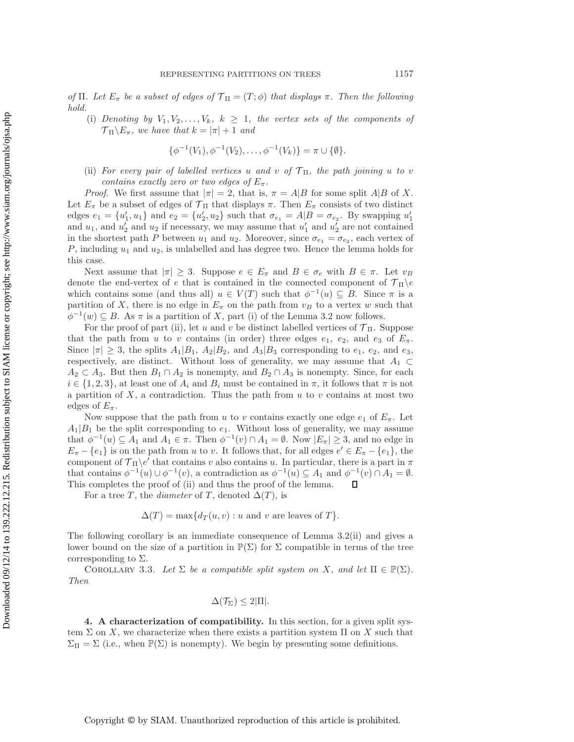*of* $\Pi$. *Let* $E_\pi$ *be a subset of edges of* $\mathcal{T}_\Pi = (T;\phi)$ *that displays* $\pi$. *Then the following hold.*

(i) *Denoting by* $V_1, V_2, \ldots, V_k$, $k \geq 1$, *the vertex sets of the components of* $\mathcal{T}_\Pi \backslash E_\pi$, *we have that* $k = |\pi| + 1$ *and*

$$\{\phi^{-1}(V_1), \phi^{-1}(V_2), \ldots, \phi^{-1}(V_k)\} = \pi \cup \{\emptyset\}.$$

(ii) *For every pair of labelled vertices* $u$ *and* $v$ *of* $\mathcal{T}_\Pi$, *the path joining* $u$ *to* $v$ *contains exactly zero or two edges of* $E_\pi$.

*Proof*. We first assume that $|\pi| = 2$, that is, $\pi = A|B$ for some split $A|B$ of $X$. Let $E_\pi$ be a subset of edges of $\mathcal{T}_\Pi$ that displays $\pi$. Then $E_\pi$ consists of two distinct edges $e_1 = \{u_1', u_1\}$ and $e_2 = \{u_2', u_2\}$ such that $\sigma_{e_1} = A|B = \sigma_{e_2}$. By swapping $u_1'$ and $u_1$, and $u_2'$ and $u_2$ if necessary, we may assume that $u_1'$ and $u_2'$ are not contained in the shortest path $P$ between $u_1$ and $u_2$. Moreover, since $\sigma_{e_1} = \sigma_{e_2}$, each vertex of $P$, including $u_1$ and $u_2$, is unlabelled and has degree two. Hence the lemma holds for this case.

Next assume that $|\pi| \geq 3$. Suppose $e \in E_\pi$ and $B \in \sigma_e$ with $B \in \pi$. Let $v_B$ denote the end-vertex of $e$ that is contained in the connected component of $\mathcal{T}_\Pi \backslash e$ which contains some (and thus all) $u \in V(T)$ such that $\phi^{-1}(u) \subseteq B$. Since $\pi$ is a partition of $X$, there is no edge in $E_\pi$ on the path from $v_B$ to a vertex $w$ such that $\phi^{-1}(w) \subseteq B$. As $\pi$ is a partition of $X$, part (i) of the Lemma 3.2 now follows.

For the proof of part (ii), let $u$ and $v$ be distinct labelled vertices of $\mathcal{T}_\Pi$. Suppose that the path from $u$ to $v$ contains (in order) three edges $e_1$, $e_2$, and $e_3$ of $E_\pi$. Since $|\pi| \geq 3$, the splits $A_1|B_1$, $A_2|B_2$, and $A_3|B_3$ corresponding to $e_1$, $e_2$, and $e_3$, respectively, are distinct. Without loss of generality, we may assume that $A_1 \subset A_2 \subset A_3$. But then $B_1 \cap A_2$ is nonempty, and $B_2 \cap A_3$ is nonempty. Since, for each $i \in \{1, 2, 3\}$, at least one of $A_i$ and $B_i$ must be contained in $\pi$, it follows that $\pi$ is not a partition of $X$, a contradiction. Thus the path from $u$ to $v$ contains at most two edges of $E_\pi$.

Now suppose that the path from $u$ to $v$ contains exactly one edge $e_1$ of $E_\pi$. Let $A_1|B_1$ be the split corresponding to $e_1$. Without loss of generality, we may assume that $\phi^{-1}(u) \subseteq A_1$ and $A_1 \in \pi$. Then $\phi^{-1}(v) \cap A_1 = \emptyset$. Now $|E_\pi| \geq 3$, and no edge in $E_\pi - \{e_1\}$ is on the path from $u$ to $v$. It follows that, for all edges $e' \in E_\pi - \{e_1\}$, the component of $\mathcal{T}_\Pi \backslash e'$ that contains $v$ also contains $u$. In particular, there is a part in $\pi$ that contains $\phi^{-1}(u) \cup \phi^{-1}(v)$, a contradiction as $\phi^{-1}(u) \subseteq A_1$ and $\phi^{-1}(v) \cap A_1 = \emptyset$. This completes the proof of (ii) and thus the proof of the lemma. $\square$

For a tree $T$, the *diameter* of $T$, denoted $\Delta(T)$, is

$$\Delta(T) = \max\{d_T(u, v) : u \text{ and } v \text{ are leaves of } T\}.$$

The following corollary is an immediate consequence of Lemma 3.2(ii) and gives a lower bound on the size of a partition in $\mathbb{P}(\Sigma)$ for $\Sigma$ compatible in terms of the tree corresponding to $\Sigma$.

Corollary 3.3. *Let* $\Sigma$ *be a compatible split system on* $X$, *and let* $\Pi \in \mathbb{P}(\Sigma)$. *Then*

$$\Delta(\mathcal{T}_\Sigma) \leq 2|\Pi|.$$

## 4. A characterization of compatibility.

In this section, for a given split system $\Sigma$ on $X$, we characterize when there exists a partition system $\Pi$ on $X$ such that $\Sigma_\Pi = \Sigma$ (i.e., when $\mathbb{P}(\Sigma)$ is nonempty). We begin by presenting some definitions.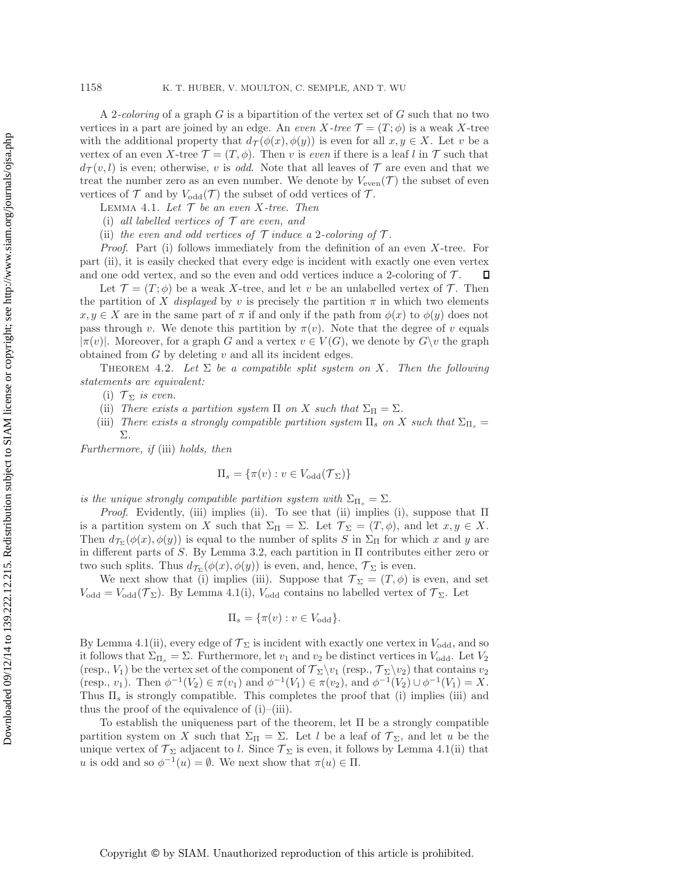A *2-coloring* of a graph $G$ is a bipartition of the vertex set of $G$ such that no two vertices in a part are joined by an edge. An *even $X$-tree* $\mathcal{T} = (T; \phi)$ is a weak $X$-tree with the additional property that $d_{\mathcal{T}}(\phi(x), \phi(y))$ is even for all $x, y \in X$. Let $v$ be a vertex of an even $X$-tree $\mathcal{T} = (T, \phi)$. Then $v$ is *even* if there is a leaf $l$ in $\mathcal{T}$ such that $d_{\mathcal{T}}(v, l)$ is even; otherwise, $v$ is *odd*. Note that all leaves of $\mathcal{T}$ are even and that we treat the number zero as an even number. We denote by $V_{\text{even}}(\mathcal{T})$ the subset of even vertices of $\mathcal{T}$ and by $V_{\text{odd}}(\mathcal{T})$ the subset of odd vertices of $\mathcal{T}$.

Lemma 4.1. *Let $\mathcal{T}$ be an even $X$-tree. Then*

(i) *all labelled vertices of $\mathcal{T}$ are even, and*

(ii) *the even and odd vertices of $\mathcal{T}$ induce a 2-coloring of $\mathcal{T}$.*

*Proof*. Part (i) follows immediately from the definition of an even $X$-tree. For part (ii), it is easily checked that every edge is incident with exactly one even vertex and one odd vertex, and so the even and odd vertices induce a 2-coloring of $\mathcal{T}$. $\square$

Let $\mathcal{T} = (T; \phi)$ be a weak $X$-tree, and let $v$ be an unlabelled vertex of $\mathcal{T}$. Then the partition of $X$ *displayed* by $v$ is precisely the partition $\pi$ in which two elements $x, y \in X$ are in the same part of $\pi$ if and only if the path from $\phi(x)$ to $\phi(y)$ does not pass through $v$. We denote this partition by $\pi(v)$. Note that the degree of $v$ equals $|\pi(v)|$. Moreover, for a graph $G$ and a vertex $v \in V(G)$, we denote by $G \backslash v$ the graph obtained from $G$ by deleting $v$ and all its incident edges.

Theorem 4.2. *Let $\Sigma$ be a compatible split system on $X$. Then the following statements are equivalent:*

(i) *$\mathcal{T}_\Sigma$ is even.*

(ii) *There exists a partition system $\Pi$ on $X$ such that $\Sigma_\Pi = \Sigma$.*

(iii) *There exists a strongly compatible partition system $\Pi_s$ on $X$ such that $\Sigma_{\Pi_s} = \Sigma$.*

*Furthermore, if* (iii) *holds, then*

$$\Pi_s = \{\pi(v) : v \in V_{\text{odd}}(\mathcal{T}_\Sigma)\}$$

*is the unique strongly compatible partition system with $\Sigma_{\Pi_s} = \Sigma$.*

*Proof*. Evidently, (iii) implies (ii). To see that (ii) implies (i), suppose that $\Pi$ is a partition system on $X$ such that $\Sigma_\Pi = \Sigma$. Let $\mathcal{T}_\Sigma = (T, \phi)$, and let $x, y \in X$. Then $d_{\mathcal{T}_\Sigma}(\phi(x), \phi(y))$ is equal to the number of splits $S$ in $\Sigma_\Pi$ for which $x$ and $y$ are in different parts of $S$. By Lemma 3.2, each partition in $\Pi$ contributes either zero or two such splits. Thus $d_{\mathcal{T}_\Sigma}(\phi(x), \phi(y))$ is even, and, hence, $\mathcal{T}_\Sigma$ is even.

We next show that (i) implies (iii). Suppose that $\mathcal{T}_\Sigma = (T, \phi)$ is even, and set $V_{\text{odd}} = V_{\text{odd}}(\mathcal{T}_\Sigma)$. By Lemma 4.1(i), $V_{\text{odd}}$ contains no labelled vertex of $\mathcal{T}_\Sigma$. Let

$$\Pi_s = \{\pi(v) : v \in V_{\text{odd}}\}.$$

By Lemma 4.1(ii), every edge of $\mathcal{T}_\Sigma$ is incident with exactly one vertex in $V_{\text{odd}}$, and so it follows that $\Sigma_{\Pi_s} = \Sigma$. Furthermore, let $v_1$ and $v_2$ be distinct vertices in $V_{\text{odd}}$. Let $V_2$ (resp., $V_1$) be the vertex set of the component of $\mathcal{T}_\Sigma \backslash v_1$ (resp., $\mathcal{T}_\Sigma \backslash v_2$) that contains $v_2$ (resp., $v_1$). Then $\phi^{-1}(V_2) \in \pi(v_1)$ and $\phi^{-1}(V_1) \in \pi(v_2)$, and $\phi^{-1}(V_2) \cup \phi^{-1}(V_1) = X$. Thus $\Pi_s$ is strongly compatible. This completes the proof that (i) implies (iii) and thus the proof of the equivalence of (i)–(iii).

To establish the uniqueness part of the theorem, let $\Pi$ be a strongly compatible partition system on $X$ such that $\Sigma_\Pi = \Sigma$. Let $l$ be a leaf of $\mathcal{T}_\Sigma$, and let $u$ be the unique vertex of $\mathcal{T}_\Sigma$ adjacent to $l$. Since $\mathcal{T}_\Sigma$ is even, it follows by Lemma 4.1(ii) that $u$ is odd and so $\phi^{-1}(u) = \emptyset$. We next show that $\pi(u) \in \Pi$.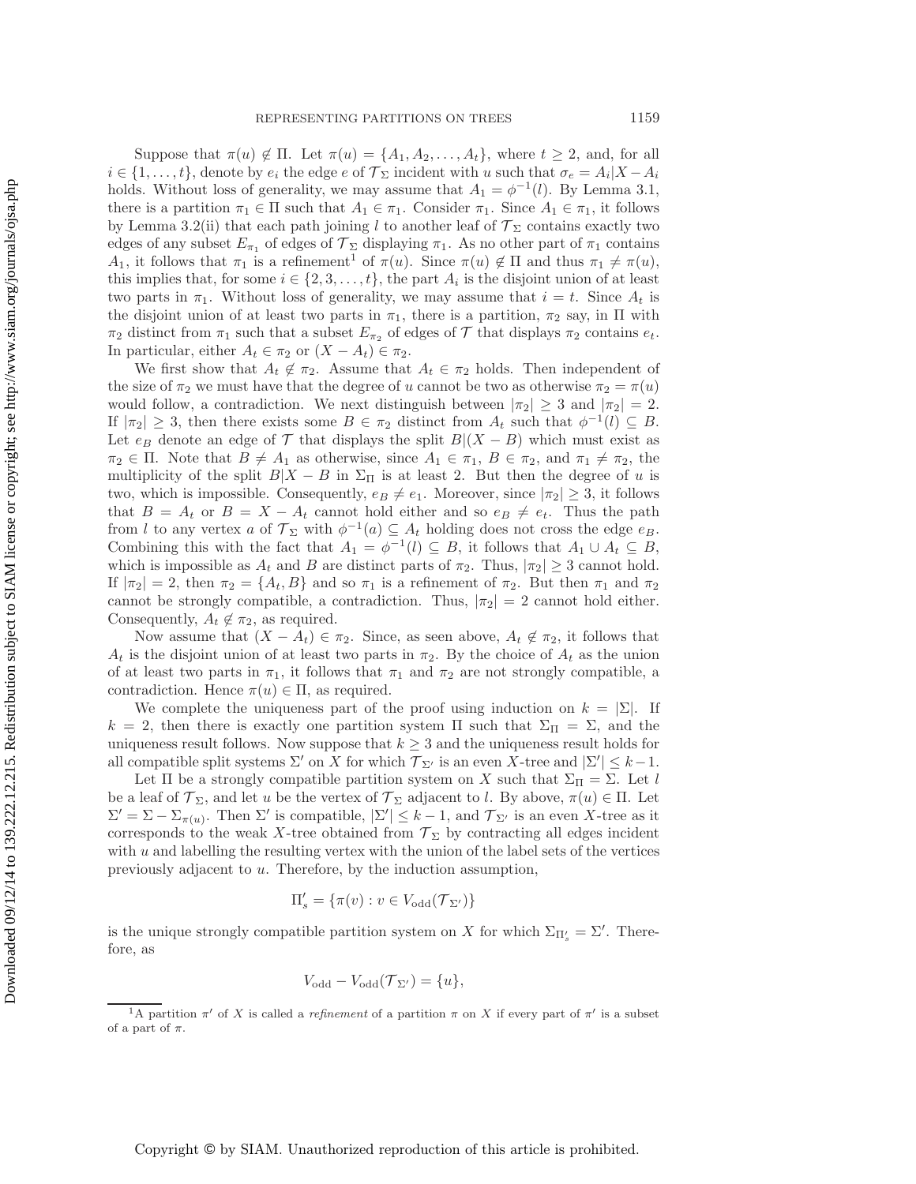Suppose that $\pi(u) \notin \Pi$. Let $\pi(u) = \{A_1, A_2, \ldots, A_t\}$, where $t \geq 2$, and, for all $i \in \{1, \ldots, t\}$, denote by $e_i$ the edge $e$ of $\mathcal{T}_\Sigma$ incident with $u$ such that $\sigma_e = A_i|X - A_i$ holds. Without loss of generality, we may assume that $A_1 = \phi^{-1}(l)$. By Lemma 3.1, there is a partition $\pi_1 \in \Pi$ such that $A_1 \in \pi_1$. Consider $\pi_1$. Since $A_1 \in \pi_1$, it follows by Lemma 3.2(ii) that each path joining $l$ to another leaf of $\mathcal{T}_\Sigma$ contains exactly two edges of any subset $E_{\pi_1}$ of edges of $\mathcal{T}_\Sigma$ displaying $\pi_1$. As no other part of $\pi_1$ contains $A_1$, it follows that $\pi_1$ is a refinement[1] of $\pi(u)$. Since $\pi(u) \notin \Pi$ and thus $\pi_1 \neq \pi(u)$, this implies that, for some $i \in \{2, 3, \ldots, t\}$, the part $A_i$ is the disjoint union of at least two parts in $\pi_1$. Without loss of generality, we may assume that $i = t$. Since $A_t$ is the disjoint union of at least two parts in $\pi_1$, there is a partition, $\pi_2$ say, in $\Pi$ with $\pi_2$ distinct from $\pi_1$ such that a subset $E_{\pi_2}$ of edges of $\mathcal{T}$ that displays $\pi_2$ contains $e_t$. In particular, either $A_t \in \pi_2$ or $(X - A_t) \in \pi_2$.

We first show that $A_t \notin \pi_2$. Assume that $A_t \in \pi_2$ holds. Then independent of the size of $\pi_2$ we must have that the degree of $u$ cannot be two as otherwise $\pi_2 = \pi(u)$ would follow, a contradiction. We next distinguish between $|\pi_2| \geq 3$ and $|\pi_2| = 2$. If $|\pi_2| \geq 3$, then there exists some $B \in \pi_2$ distinct from $A_t$ such that $\phi^{-1}(l) \subseteq B$. Let $e_B$ denote an edge of $\mathcal{T}$ that displays the split $B|(X - B)$ which must exist as $\pi_2 \in \Pi$. Note that $B \neq A_1$ as otherwise, since $A_1 \in \pi_1$, $B \in \pi_2$, and $\pi_1 \neq \pi_2$, the multiplicity of the split $B|X - B$ in $\Sigma_\Pi$ is at least 2. But then the degree of $u$ is two, which is impossible. Consequently, $e_B \neq e_1$. Moreover, since $|\pi_2| \geq 3$, it follows that $B = A_t$ or $B = X - A_t$ cannot hold either and so $e_B \neq e_t$. Thus the path from $l$ to any vertex $a$ of $\mathcal{T}_\Sigma$ with $\phi^{-1}(a) \subseteq A_t$ holding does not cross the edge $e_B$. Combining this with the fact that $A_1 = \phi^{-1}(l) \subseteq B$, it follows that $A_1 \cup A_t \subseteq B$, which is impossible as $A_t$ and $B$ are distinct parts of $\pi_2$. Thus, $|\pi_2| \geq 3$ cannot hold. If $|\pi_2| = 2$, then $\pi_2 = \{A_t, B\}$ and so $\pi_1$ is a refinement of $\pi_2$. But then $\pi_1$ and $\pi_2$ cannot be strongly compatible, a contradiction. Thus, $|\pi_2| = 2$ cannot hold either. Consequently, $A_t \notin \pi_2$, as required.

Now assume that $(X - A_t) \in \pi_2$. Since, as seen above, $A_t \notin \pi_2$, it follows that $A_t$ is the disjoint union of at least two parts in $\pi_2$. By the choice of $A_t$ as the union of at least two parts in $\pi_1$, it follows that $\pi_1$ and $\pi_2$ are not strongly compatible, a contradiction. Hence $\pi(u) \in \Pi$, as required.

We complete the uniqueness part of the proof using induction on $k = |\Sigma|$. If $k = 2$, then there is exactly one partition system $\Pi$ such that $\Sigma_\Pi = \Sigma$, and the uniqueness result follows. Now suppose that $k \geq 3$ and the uniqueness result holds for all compatible split systems $\Sigma'$ on $X$ for which $\mathcal{T}_{\Sigma'}$ is an even $X$-tree and $|\Sigma'| \leq k-1$.

Let $\Pi$ be a strongly compatible partition system on $X$ such that $\Sigma_\Pi = \Sigma$. Let $l$ be a leaf of $\mathcal{T}_\Sigma$, and let $u$ be the vertex of $\mathcal{T}_\Sigma$ adjacent to $l$. By above, $\pi(u) \in \Pi$. Let $\Sigma' = \Sigma - \Sigma_{\pi(u)}$. Then $\Sigma'$ is compatible, $|\Sigma'| \leq k - 1$, and $\mathcal{T}_{\Sigma'}$ is an even $X$-tree as it corresponds to the weak $X$-tree obtained from $\mathcal{T}_\Sigma$ by contracting all edges incident with $u$ and labelling the resulting vertex with the union of the label sets of the vertices previously adjacent to $u$. Therefore, by the induction assumption,

$$\Pi'_s = \{\pi(v) : v \in V_{\text{odd}}(\mathcal{T}_{\Sigma'})\}$$

is the unique strongly compatible partition system on $X$ for which $\Sigma_{\Pi'_s} = \Sigma'$. Therefore, as

$$V_{\text{odd}} - V_{\text{odd}}(\mathcal{T}_{\Sigma'}) = \{u\},$$

[1] A partition $\pi'$ of $X$ is called a *refinement* of a partition $\pi$ on $X$ if every part of $\pi'$ is a subset of a part of $\pi$.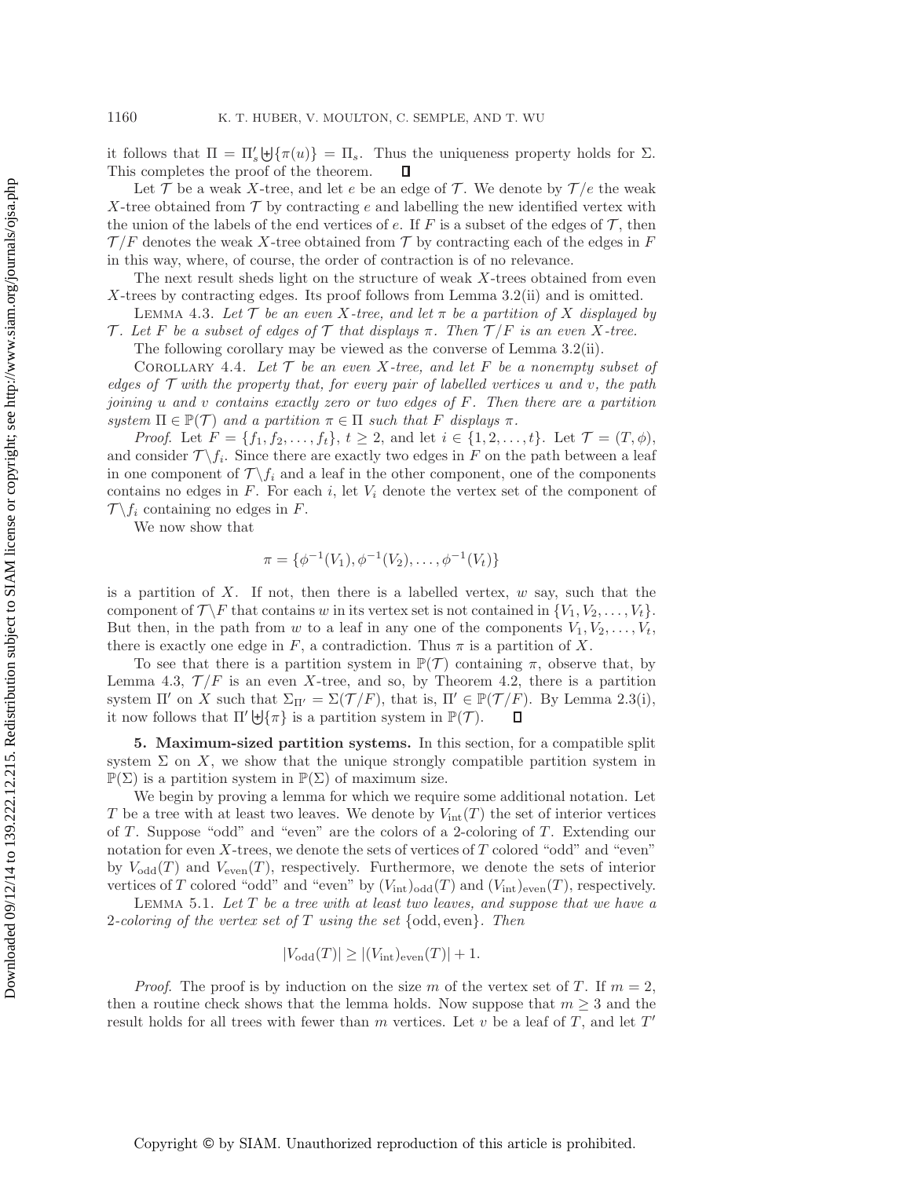it follows that $\Pi = \Pi'_s \uplus \{\pi(u)\} = \Pi_s$. Thus the uniqueness property holds for $\Sigma$. This completes the proof of the theorem. $\square$

Let $\mathcal{T}$ be a weak $X$-tree, and let $e$ be an edge of $\mathcal{T}$. We denote by $\mathcal{T}/e$ the weak $X$-tree obtained from $\mathcal{T}$ by contracting $e$ and labelling the new identified vertex with the union of the labels of the end vertices of $e$. If $F$ is a subset of the edges of $\mathcal{T}$, then $\mathcal{T}/F$ denotes the weak $X$-tree obtained from $\mathcal{T}$ by contracting each of the edges in $F$ in this way, where, of course, the order of contraction is of no relevance.

The next result sheds light on the structure of weak $X$-trees obtained from even $X$-trees by contracting edges. Its proof follows from Lemma 3.2(ii) and is omitted.

Lemma 4.3. *Let $\mathcal{T}$ be an even $X$-tree, and let $\pi$ be a partition of $X$ displayed by $\mathcal{T}$. Let $F$ be a subset of edges of $\mathcal{T}$ that displays $\pi$. Then $\mathcal{T}/F$ is an even $X$-tree.*

The following corollary may be viewed as the converse of Lemma 3.2(ii).

Corollary 4.4. *Let $\mathcal{T}$ be an even $X$-tree, and let $F$ be a nonempty subset of edges of $\mathcal{T}$ with the property that, for every pair of labelled vertices $u$ and $v$, the path joining $u$ and $v$ contains exactly zero or two edges of $F$. Then there are a partition system $\Pi \in \mathbb{P}(\mathcal{T})$ and a partition $\pi \in \Pi$ such that $F$ displays $\pi$.*

*Proof.* Let $F = \{f_1, f_2, \ldots, f_t\}$, $t \geq 2$, and let $i \in \{1, 2, \ldots, t\}$. Let $\mathcal{T} = (T, \phi)$, and consider $\mathcal{T}\backslash f_i$. Since there are exactly two edges in $F$ on the path between a leaf in one component of $\mathcal{T}\backslash f_i$ and a leaf in the other component, one of the components contains no edges in $F$. For each $i$, let $V_i$ denote the vertex set of the component of $\mathcal{T}\backslash f_i$ containing no edges in $F$.

We now show that

$$\pi = \{\phi^{-1}(V_1), \phi^{-1}(V_2), \ldots, \phi^{-1}(V_t)\}$$

is a partition of $X$. If not, then there is a labelled vertex, $w$ say, such that the component of $\mathcal{T}\backslash F$ that contains $w$ in its vertex set is not contained in $\{V_1, V_2, \ldots, V_t\}$. But then, in the path from $w$ to a leaf in any one of the components $V_1, V_2, \ldots, V_t$, there is exactly one edge in $F$, a contradiction. Thus $\pi$ is a partition of $X$.

To see that there is a partition system in $\mathbb{P}(\mathcal{T})$ containing $\pi$, observe that, by Lemma 4.3, $\mathcal{T}/F$ is an even $X$-tree, and so, by Theorem 4.2, there is a partition system $\Pi'$ on $X$ such that $\Sigma_{\Pi'} = \Sigma(\mathcal{T}/F)$, that is, $\Pi' \in \mathbb{P}(\mathcal{T}/F)$. By Lemma 2.3(i), it now follows that $\Pi' \uplus \{\pi\}$ is a partition system in $\mathbb{P}(\mathcal{T})$. $\square$

## 5. Maximum-sized partition systems.

In this section, for a compatible split system $\Sigma$ on $X$, we show that the unique strongly compatible partition system in $\mathbb{P}(\Sigma)$ is a partition system in $\mathbb{P}(\Sigma)$ of maximum size.

We begin by proving a lemma for which we require some additional notation. Let $T$ be a tree with at least two leaves. We denote by $V_{\text{int}}(T)$ the set of interior vertices of $T$. Suppose "odd" and "even" are the colors of a 2-coloring of $T$. Extending our notation for even $X$-trees, we denote the sets of vertices of $T$ colored "odd" and "even" by $V_{\text{odd}}(T)$ and $V_{\text{even}}(T)$, respectively. Furthermore, we denote the sets of interior vertices of $T$ colored "odd" and "even" by $(V_{\text{int}})_{\text{odd}}(T)$ and $(V_{\text{int}})_{\text{even}}(T)$, respectively.

Lemma 5.1. *Let $T$ be a tree with at least two leaves, and suppose that we have a 2-coloring of the vertex set of $T$ using the set* {odd, even}. *Then*

$$|V_{\text{odd}}(T)| \geq |(V_{\text{int}})_{\text{even}}(T)| + 1.$$

*Proof.* The proof is by induction on the size $m$ of the vertex set of $T$. If $m = 2$, then a routine check shows that the lemma holds. Now suppose that $m \geq 3$ and the result holds for all trees with fewer than $m$ vertices. Let $v$ be a leaf of $T$, and let $T'$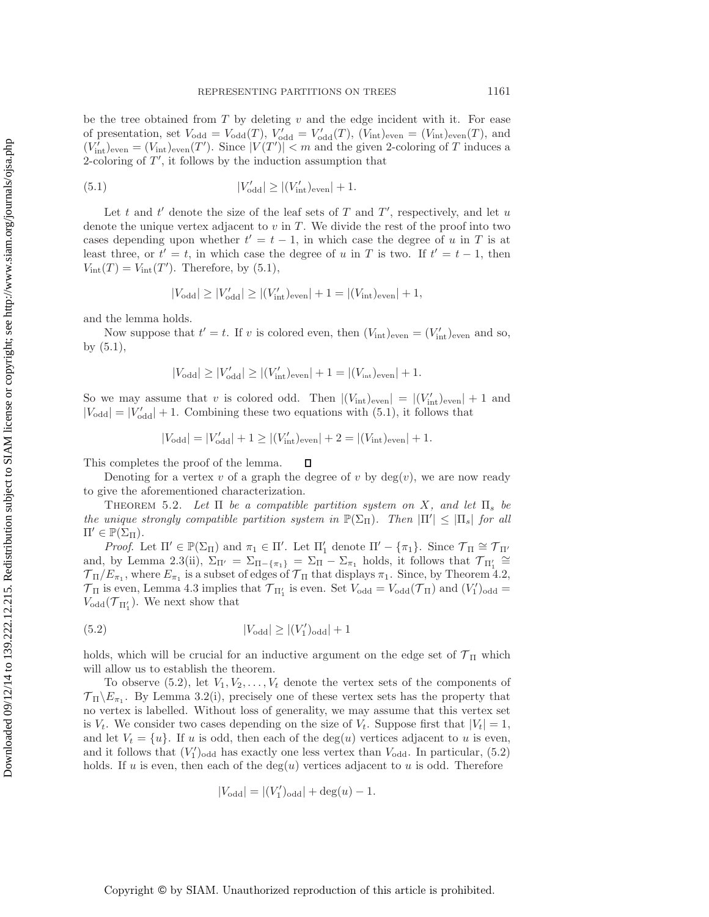be the tree obtained from $T$ by deleting $v$ and the edge incident with it. For ease of presentation, set $V_{\rm odd} = V_{\rm odd}(T)$, $V'_{\rm odd} = V'_{\rm odd}(T)$, $(V_{\rm int})_{\rm even} = (V_{\rm int})_{\rm even}(T)$, and $(V'_{\rm int})_{\rm even} = (V_{\rm int})_{\rm even}(T')$. Since $|V(T')| < m$ and the given 2-coloring of $T$ induces a 2-coloring of $T'$, it follows by the induction assumption that

$$|V'_{\rm odd}| \geq |(V'_{\rm int})_{\rm even}| + 1. \tag{5.1}$$

Let $t$ and $t'$ denote the size of the leaf sets of $T$ and $T'$, respectively, and let $u$ denote the unique vertex adjacent to $v$ in $T$. We divide the rest of the proof into two cases depending upon whether $t' = t - 1$, in which case the degree of $u$ in $T$ is at least three, or $t' = t$, in which case the degree of $u$ in $T$ is two. If $t' = t - 1$, then $V_{\rm int}(T) = V_{\rm int}(T')$. Therefore, by (5.1),

$$|V_{\rm odd}| \geq |V'_{\rm odd}| \geq |(V'_{\rm int})_{\rm even}| + 1 = |(V_{\rm int})_{\rm even}| + 1,$$

and the lemma holds.

Now suppose that $t' = t$. If $v$ is colored even, then $(V_{\rm int})_{\rm even} = (V'_{\rm int})_{\rm even}$ and so, by (5.1),

$$|V_{\rm odd}| \geq |V'_{\rm odd}| \geq |(V'_{\rm int})_{\rm even}| + 1 = |(V_{\rm int})_{\rm even}| + 1.$$

So we may assume that $v$ is colored odd. Then $|(V_{\rm int})_{\rm even}| = |(V'_{\rm int})_{\rm even}| + 1$ and $|V_{\rm odd}| = |V'_{\rm odd}| + 1$. Combining these two equations with (5.1), it follows that

$$|V_{\rm odd}| = |V'_{\rm odd}| + 1 \geq |(V'_{\rm int})_{\rm even}| + 2 = |(V_{\rm int})_{\rm even}| + 1.$$

This completes the proof of the lemma. $\square$

Denoting for a vertex $v$ of a graph the degree of $v$ by $\deg(v)$, we are now ready to give the aforementioned characterization.

THEOREM 5.2. *Let $\Pi$ be a compatible partition system on $X$, and let $\Pi_s$ be the unique strongly compatible partition system in $\mathbb{P}(\Sigma_\Pi)$. Then $|\Pi'| \leq |\Pi_s|$ for all $\Pi' \in \mathbb{P}(\Sigma_\Pi)$.*

*Proof.* Let $\Pi' \in \mathbb{P}(\Sigma_\Pi)$ and $\pi_1 \in \Pi'$. Let $\Pi'_1$ denote $\Pi' - \{\pi_1\}$. Since $\mathcal{T}_\Pi \cong \mathcal{T}_{\Pi'}$ and, by Lemma 2.3(ii), $\Sigma_{\Pi'} = \Sigma_{\Pi - \{\pi_1\}} = \Sigma_\Pi - \Sigma_{\pi_1}$ holds, it follows that $\mathcal{T}_{\Pi'_1} \cong \mathcal{T}_\Pi / E_{\pi_1}$, where $E_{\pi_1}$ is a subset of edges of $\mathcal{T}_\Pi$ that displays $\pi_1$. Since, by Theorem 4.2, $\mathcal{T}_\Pi$ is even, Lemma 4.3 implies that $\mathcal{T}_{\Pi'_1}$ is even. Set $V_{\rm odd} = V_{\rm odd}(\mathcal{T}_\Pi)$ and $(V'_1)_{\rm odd} = V_{\rm odd}(\mathcal{T}_{\Pi'_1})$. We next show that

$$|V_{\rm odd}| \geq |(V'_1)_{\rm odd}| + 1 \tag{5.2}$$

holds, which will be crucial for an inductive argument on the edge set of $\mathcal{T}_\Pi$ which will allow us to establish the theorem.

To observe (5.2), let $V_1, V_2, \ldots, V_t$ denote the vertex sets of the components of $\mathcal{T}_\Pi \backslash E_{\pi_1}$. By Lemma 3.2(i), precisely one of these vertex sets has the property that no vertex is labelled. Without loss of generality, we may assume that this vertex set is $V_t$. We consider two cases depending on the size of $V_t$. Suppose first that $|V_t| = 1$, and let $V_t = \{u\}$. If $u$ is odd, then each of the $\deg(u)$ vertices adjacent to $u$ is even, and it follows that $(V'_1)_{\rm odd}$ has exactly one less vertex than $V_{\rm odd}$. In particular, (5.2) holds. If $u$ is even, then each of the $\deg(u)$ vertices adjacent to $u$ is odd. Therefore

$$|V_{\rm odd}| = |(V'_1)_{\rm odd}| + \deg(u) - 1.$$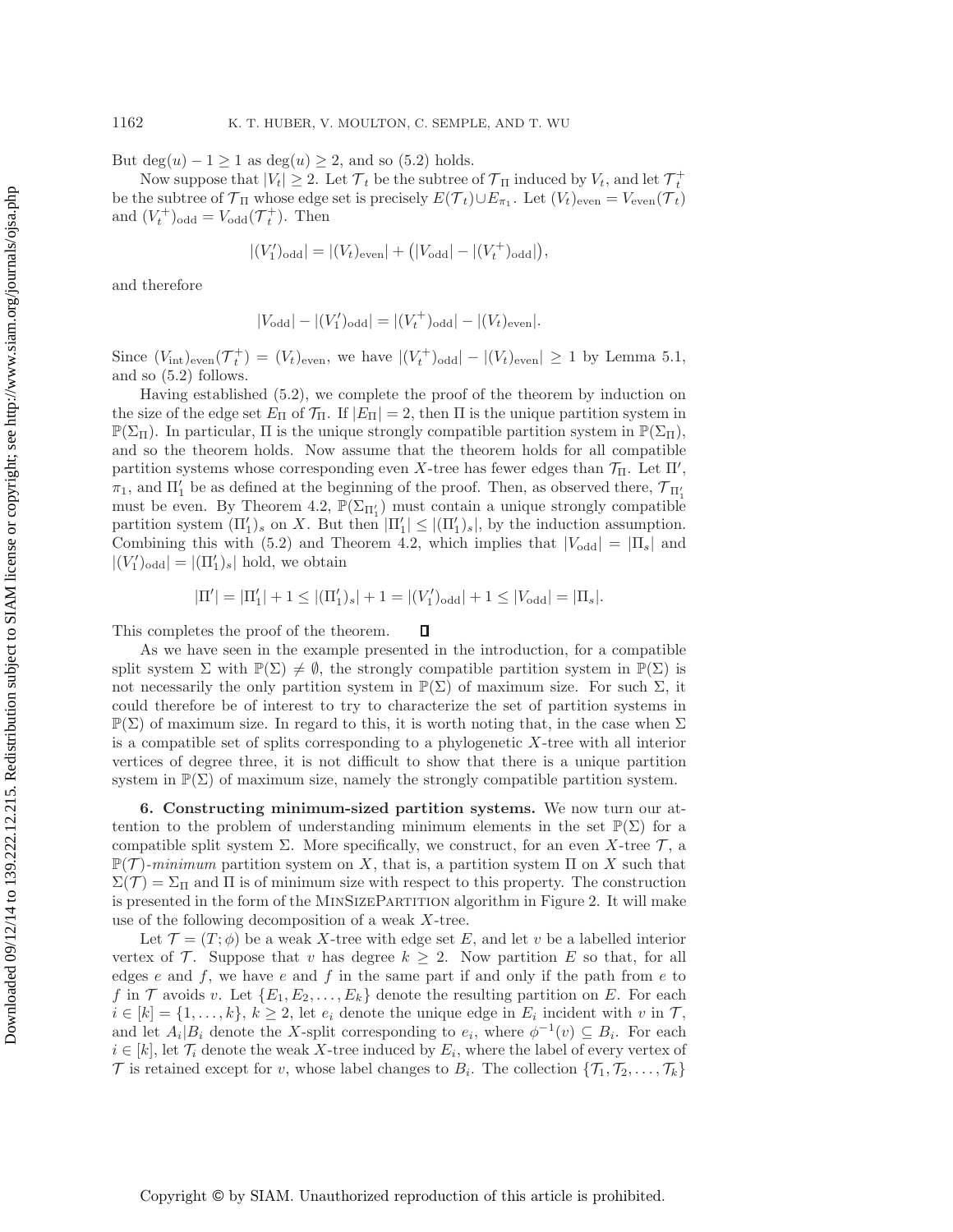But $\deg(u) - 1 \geq 1$ as $\deg(u) \geq 2$, and so (5.2) holds.

Now suppose that $|V_t| \geq 2$. Let $\mathcal{T}_t$ be the subtree of $\mathcal{T}_\Pi$ induced by $V_t$, and let $\mathcal{T}_t^+$ be the subtree of $\mathcal{T}_\Pi$ whose edge set is precisely $E(\mathcal{T}_t) \cup E_{\pi_1}$. Let $(V_t)_{\text{even}} = V_{\text{even}}(\mathcal{T}_t)$ and $(V_t^+)_{\text{odd}} = V_{\text{odd}}(\mathcal{T}_t^+)$. Then

$$|(V_1')_{\text{odd}}| = |(V_t)_{\text{even}}| + \left(|V_{\text{odd}}| - |(V_t^+)_{\text{odd}}|\right),$$

and therefore

$$|V_{\text{odd}}| - |(V_1')_{\text{odd}}| = |(V_t^+)_{\text{odd}}| - |(V_t)_{\text{even}}|.$$

Since $(V_{\text{int}})_{\text{even}}(\mathcal{T}_t^+) = (V_t)_{\text{even}}$, we have $|(V_t^+)_{\text{odd}}| - |(V_t)_{\text{even}}| \geq 1$ by Lemma 5.1, and so (5.2) follows.

Having established (5.2), we complete the proof of the theorem by induction on the size of the edge set $E_\Pi$ of $\mathcal{T}_\Pi$. If $|E_\Pi| = 2$, then $\Pi$ is the unique partition system in $\mathbb{P}(\Sigma_\Pi)$. In particular, $\Pi$ is the unique strongly compatible partition system in $\mathbb{P}(\Sigma_\Pi)$, and so the theorem holds. Now assume that the theorem holds for all compatible partition systems whose corresponding even $X$-tree has fewer edges than $\mathcal{T}_\Pi$. Let $\Pi'$, $\pi_1$, and $\Pi_1'$ be as defined at the beginning of the proof. Then, as observed there, $\mathcal{T}_{\Pi_1'}$ must be even. By Theorem 4.2, $\mathbb{P}(\Sigma_{\Pi_1'})$ must contain a unique strongly compatible partition system $(\Pi_1')_s$ on $X$. But then $|\Pi_1'| \leq |(\Pi_1')_s|$, by the induction assumption. Combining this with (5.2) and Theorem 4.2, which implies that $|V_{\text{odd}}| = |\Pi_s|$ and $|(V_1')_{\text{odd}}| = |(\Pi_1')_s|$ hold, we obtain

$$|\Pi'| = |\Pi_1'| + 1 \leq |(\Pi_1')_s| + 1 = |(V_1')_{\text{odd}}| + 1 \leq |V_{\text{odd}}| = |\Pi_s|.$$

This completes the proof of the theorem. ∎

As we have seen in the example presented in the introduction, for a compatible split system $\Sigma$ with $\mathbb{P}(\Sigma) \neq \emptyset$, the strongly compatible partition system in $\mathbb{P}(\Sigma)$ is not necessarily the only partition system in $\mathbb{P}(\Sigma)$ of maximum size. For such $\Sigma$, it could therefore be of interest to try to characterize the set of partition systems in $\mathbb{P}(\Sigma)$ of maximum size. In regard to this, it is worth noting that, in the case when $\Sigma$ is a compatible set of splits corresponding to a phylogenetic $X$-tree with all interior vertices of degree three, it is not difficult to show that there is a unique partition system in $\mathbb{P}(\Sigma)$ of maximum size, namely the strongly compatible partition system.

## 6. Constructing minimum-sized partition systems.

We now turn our attention to the problem of understanding minimum elements in the set $\mathbb{P}(\Sigma)$ for a compatible split system $\Sigma$. More specifically, we construct, for an even $X$-tree $\mathcal{T}$, a $\mathbb{P}(\mathcal{T})$-*minimum* partition system on $X$, that is, a partition system $\Pi$ on $X$ such that $\Sigma(\mathcal{T}) = \Sigma_\Pi$ and $\Pi$ is of minimum size with respect to this property. The construction is presented in the form of the MinSizePartition algorithm in Figure 2. It will make use of the following decomposition of a weak $X$-tree.

Let $\mathcal{T} = (T; \phi)$ be a weak $X$-tree with edge set $E$, and let $v$ be a labelled interior vertex of $\mathcal{T}$. Suppose that $v$ has degree $k \geq 2$. Now partition $E$ so that, for all edges $e$ and $f$, we have $e$ and $f$ in the same part if and only if the path from $e$ to $f$ in $\mathcal{T}$ avoids $v$. Let $\{E_1, E_2, \ldots, E_k\}$ denote the resulting partition on $E$. For each $i \in [k] = \{1, \ldots, k\}$, $k \geq 2$, let $e_i$ denote the unique edge in $E_i$ incident with $v$ in $\mathcal{T}$, and let $A_i|B_i$ denote the $X$-split corresponding to $e_i$, where $\phi^{-1}(v) \subseteq B_i$. For each $i \in [k]$, let $\mathcal{T}_i$ denote the weak $X$-tree induced by $E_i$, where the label of every vertex of $\mathcal{T}$ is retained except for $v$, whose label changes to $B_i$. The collection $\{\mathcal{T}_1, \mathcal{T}_2, \ldots, \mathcal{T}_k\}$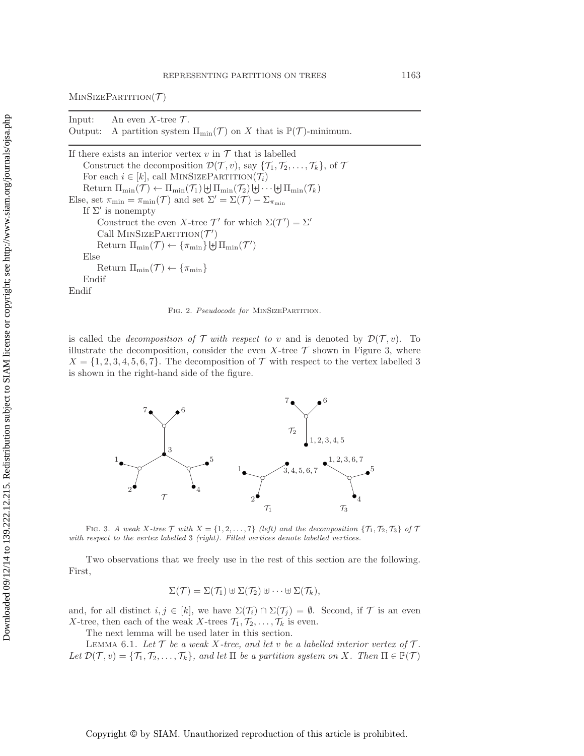MinSizePartition($\mathcal{T}$)

```
Input:   An even X-tree T.
Output:  A partition system Π_min(T) on X that is P(T)-minimum.

If there exists an interior vertex v in T that is labelled
    Construct the decomposition D(T, v), say {T_1, T_2, ..., T_k}, of T
    For each i ∈ [k], call MinSizePartition(T_i)
    Return Π_min(T) ← Π_min(T_1) ⊎ Π_min(T_2) ⊎ ··· ⊎ Π_min(T_k)
Else, set π_min = π_min(T) and set Σ' = Σ(T) − Σ_{π_min}
    If Σ' is nonempty
        Construct the even X-tree T' for which Σ(T') = Σ'
        Call MinSizePartition(T')
        Return Π_min(T) ← {π_min} ⊎ Π_min(T')
    Else
        Return Π_min(T) ← {π_min}
    Endif
Endif
```

Fig. 2. *Pseudocode for* MinSizePartition.

is called the *decomposition of $\mathcal{T}$ with respect to $v$* and is denoted by $\mathcal{D}(\mathcal{T}, v)$. To illustrate the decomposition, consider the even $X$-tree $\mathcal{T}$ shown in Figure 3, where $X = \{1, 2, 3, 4, 5, 6, 7\}$. The decomposition of $\mathcal{T}$ with respect to the vertex labelled 3 is shown in the right-hand side of the figure.

Fig. 3. *A weak $X$-tree $\mathcal{T}$ with $X = \{1, 2, \ldots, 7\}$ (left) and the decomposition $\{\mathcal{T}_1, \mathcal{T}_2, \mathcal{T}_3\}$ of $\mathcal{T}$ with respect to the vertex labelled 3 (right). Filled vertices denote labelled vertices.*

Two observations that we freely use in the rest of this section are the following. First,

$$\Sigma(\mathcal{T}) = \Sigma(\mathcal{T}_1) \uplus \Sigma(\mathcal{T}_2) \uplus \cdots \uplus \Sigma(\mathcal{T}_k),$$

and, for all distinct $i, j \in [k]$, we have $\Sigma(\mathcal{T}_i) \cap \Sigma(\mathcal{T}_j) = \emptyset$. Second, if $\mathcal{T}$ is an even $X$-tree, then each of the weak $X$-trees $\mathcal{T}_1, \mathcal{T}_2, \ldots, \mathcal{T}_k$ is even.

The next lemma will be used later in this section.

Lemma 6.1. *Let $\mathcal{T}$ be a weak $X$-tree, and let $v$ be a labelled interior vertex of $\mathcal{T}$. Let $\mathcal{D}(\mathcal{T}, v) = \{\mathcal{T}_1, \mathcal{T}_2, \ldots, \mathcal{T}_k\}$, and let $\Pi$ be a partition system on $X$. Then $\Pi \in \mathbb{P}(\mathcal{T})$*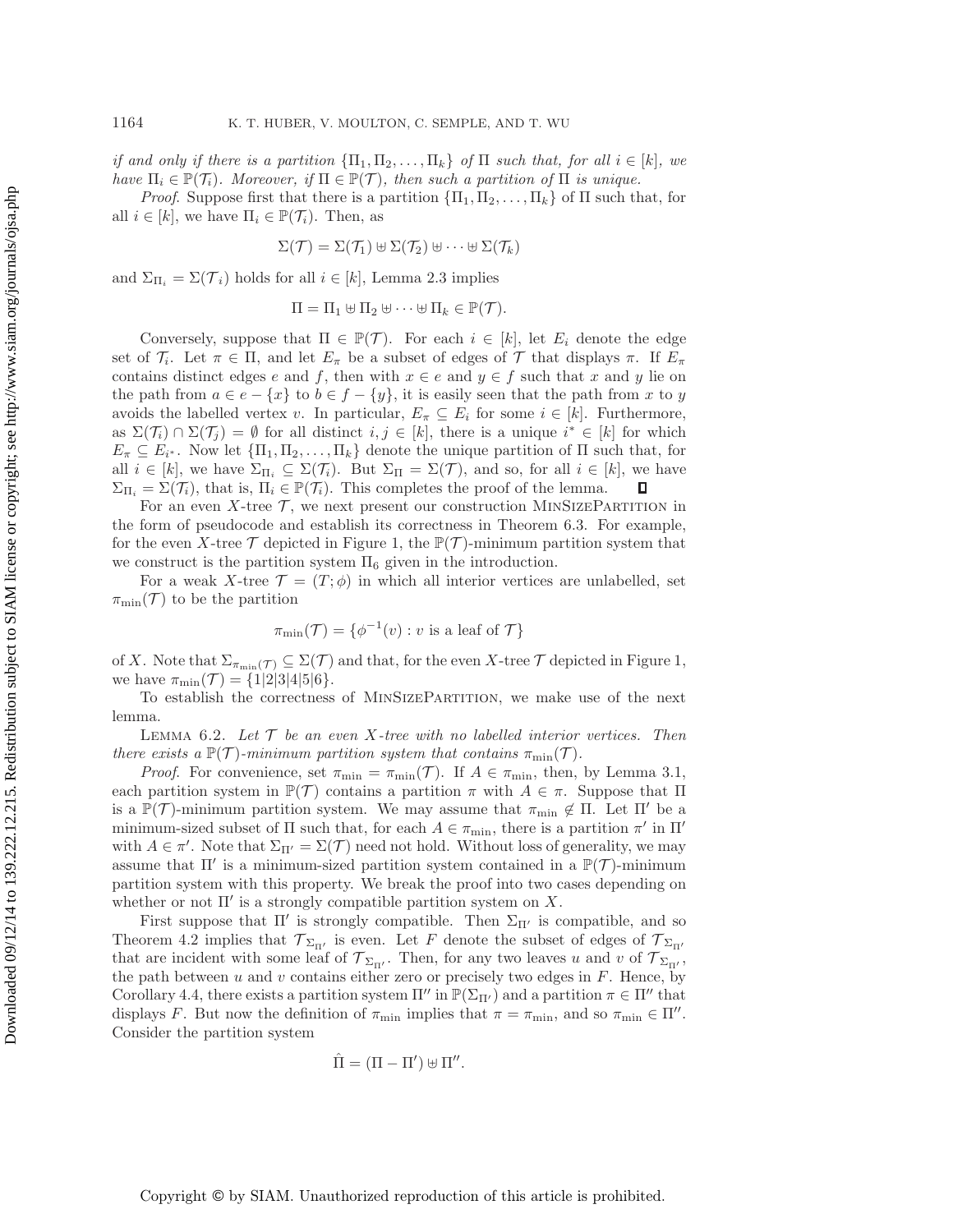*if and only if there is a partition* $\{\Pi_1, \Pi_2, \ldots, \Pi_k\}$ *of* $\Pi$ *such that, for all* $i \in [k]$*, we have* $\Pi_i \in \mathbb{P}(\mathcal{T}_i)$*. Moreover, if* $\Pi \in \mathbb{P}(\mathcal{T})$*, then such a partition of* $\Pi$ *is unique.*

*Proof.* Suppose first that there is a partition $\{\Pi_1, \Pi_2, \ldots, \Pi_k\}$ of $\Pi$ such that, for all $i \in [k]$, we have $\Pi_i \in \mathbb{P}(\mathcal{T}_i)$. Then, as

$$\Sigma(\mathcal{T}) = \Sigma(\mathcal{T}_1) \uplus \Sigma(\mathcal{T}_2) \uplus \cdots \uplus \Sigma(\mathcal{T}_k)$$

and $\Sigma_{\Pi_i} = \Sigma(\mathcal{T}_i)$ holds for all $i \in [k]$, Lemma 2.3 implies

$$\Pi = \Pi_1 \uplus \Pi_2 \uplus \cdots \uplus \Pi_k \in \mathbb{P}(\mathcal{T}).$$

Conversely, suppose that $\Pi \in \mathbb{P}(\mathcal{T})$. For each $i \in [k]$, let $E_i$ denote the edge set of $\mathcal{T}_i$. Let $\pi \in \Pi$, and let $E_\pi$ be a subset of edges of $\mathcal{T}$ that displays $\pi$. If $E_\pi$ contains distinct edges $e$ and $f$, then with $x \in e$ and $y \in f$ such that $x$ and $y$ lie on the path from $a \in e - \{x\}$ to $b \in f - \{y\}$, it is easily seen that the path from $x$ to $y$ avoids the labelled vertex $v$. In particular, $E_\pi \subseteq E_i$ for some $i \in [k]$. Furthermore, as $\Sigma(\mathcal{T}_i) \cap \Sigma(\mathcal{T}_j) = \emptyset$ for all distinct $i, j \in [k]$, there is a unique $i^* \in [k]$ for which $E_\pi \subseteq E_{i^*}$. Now let $\{\Pi_1, \Pi_2, \ldots, \Pi_k\}$ denote the unique partition of $\Pi$ such that, for all $i \in [k]$, we have $\Sigma_{\Pi_i} \subseteq \Sigma(\mathcal{T}_i)$. But $\Sigma_\Pi = \Sigma(\mathcal{T})$, and so, for all $i \in [k]$, we have $\Sigma_{\Pi_i} = \Sigma(\mathcal{T}_i)$, that is, $\Pi_i \in \mathbb{P}(\mathcal{T}_i)$. This completes the proof of the lemma. ∎

For an even $X$-tree $\mathcal{T}$, we next present our construction MinSizePartition in the form of pseudocode and establish its correctness in Theorem 6.3. For example, for the even $X$-tree $\mathcal{T}$ depicted in Figure 1, the $\mathbb{P}(\mathcal{T})$-minimum partition system that we construct is the partition system $\Pi_6$ given in the introduction.

For a weak $X$-tree $\mathcal{T} = (T; \phi)$ in which all interior vertices are unlabelled, set $\pi_{\min}(\mathcal{T})$ to be the partition

$$\pi_{\min}(\mathcal{T}) = \{\phi^{-1}(v) : v \text{ is a leaf of } \mathcal{T}\}$$

of $X$. Note that $\Sigma_{\pi_{\min}(\mathcal{T})} \subseteq \Sigma(\mathcal{T})$ and that, for the even $X$-tree $\mathcal{T}$ depicted in Figure 1, we have $\pi_{\min}(\mathcal{T}) = \{1|2|3|4|5|6\}$.

To establish the correctness of MinSizePartition, we make use of the next lemma.

Lemma 6.2. *Let* $\mathcal{T}$ *be an even* $X$*-tree with no labelled interior vertices. Then there exists a* $\mathbb{P}(\mathcal{T})$*-minimum partition system that contains* $\pi_{\min}(\mathcal{T})$*.*

*Proof.* For convenience, set $\pi_{\min} = \pi_{\min}(\mathcal{T})$. If $A \in \pi_{\min}$, then, by Lemma 3.1, each partition system in $\mathbb{P}(\mathcal{T})$ contains a partition $\pi$ with $A \in \pi$. Suppose that $\Pi$ is a $\mathbb{P}(\mathcal{T})$-minimum partition system. We may assume that $\pi_{\min} \notin \Pi$. Let $\Pi'$ be a minimum-sized subset of $\Pi$ such that, for each $A \in \pi_{\min}$, there is a partition $\pi'$ in $\Pi'$ with $A \in \pi'$. Note that $\Sigma_{\Pi'} = \Sigma(\mathcal{T})$ need not hold. Without loss of generality, we may assume that $\Pi'$ is a minimum-sized partition system contained in a $\mathbb{P}(\mathcal{T})$-minimum partition system with this property. We break the proof into two cases depending on whether or not $\Pi'$ is a strongly compatible partition system on $X$.

First suppose that $\Pi'$ is strongly compatible. Then $\Sigma_{\Pi'}$ is compatible, and so Theorem 4.2 implies that $\mathcal{T}_{\Sigma_{\Pi'}}$ is even. Let $F$ denote the subset of edges of $\mathcal{T}_{\Sigma_{\Pi'}}$ that are incident with some leaf of $\mathcal{T}_{\Sigma_{\Pi'}}$. Then, for any two leaves $u$ and $v$ of $\mathcal{T}_{\Sigma_{\Pi'}}$, the path between $u$ and $v$ contains either zero or precisely two edges in $F$. Hence, by Corollary 4.4, there exists a partition system $\Pi''$ in $\mathbb{P}(\Sigma_{\Pi'})$ and a partition $\pi \in \Pi''$ that displays $F$. But now the definition of $\pi_{\min}$ implies that $\pi = \pi_{\min}$, and so $\pi_{\min} \in \Pi''$. Consider the partition system

$$\hat{\Pi} = (\Pi - \Pi') \uplus \Pi''.$$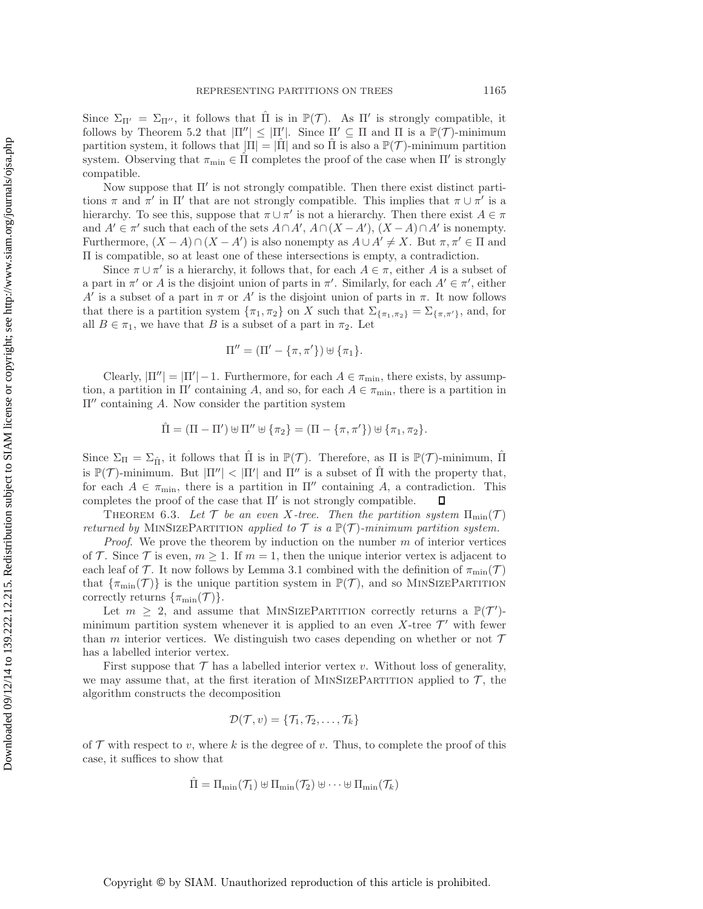Since $\Sigma_{\Pi'} = \Sigma_{\Pi''}$, it follows that $\hat{\Pi}$ is in $\mathbb{P}(\mathcal{T})$. As $\Pi'$ is strongly compatible, it follows by Theorem 5.2 that $|\Pi''| \leq |\Pi'|$. Since $\Pi' \subseteq \Pi$ and $\Pi$ is a $\mathbb{P}(\mathcal{T})$-minimum partition system, it follows that $|\Pi| = |\hat{\Pi}|$ and so $\hat{\Pi}$ is also a $\mathbb{P}(\mathcal{T})$-minimum partition system. Observing that $\pi_{\min} \in \hat{\Pi}$ completes the proof of the case when $\Pi'$ is strongly compatible.

Now suppose that $\Pi'$ is not strongly compatible. Then there exist distinct partitions $\pi$ and $\pi'$ in $\Pi'$ that are not strongly compatible. This implies that $\pi \cup \pi'$ is a hierarchy. To see this, suppose that $\pi \cup \pi'$ is not a hierarchy. Then there exist $A \in \pi$ and $A' \in \pi'$ such that each of the sets $A \cap A'$, $A \cap (X - A')$, $(X - A) \cap A'$ is nonempty. Furthermore, $(X - A) \cap (X - A')$ is also nonempty as $A \cup A' \neq X$. But $\pi, \pi' \in \Pi$ and $\Pi$ is compatible, so at least one of these intersections is empty, a contradiction.

Since $\pi \cup \pi'$ is a hierarchy, it follows that, for each $A \in \pi$, either $A$ is a subset of a part in $\pi'$ or $A$ is the disjoint union of parts in $\pi'$. Similarly, for each $A' \in \pi'$, either $A'$ is a subset of a part in $\pi$ or $A'$ is the disjoint union of parts in $\pi$. It now follows that there is a partition system $\{\pi_1, \pi_2\}$ on $X$ such that $\Sigma_{\{\pi_1,\pi_2\}} = \Sigma_{\{\pi,\pi'\}}$, and, for all $B \in \pi_1$, we have that $B$ is a subset of a part in $\pi_2$. Let

$$\Pi'' = (\Pi' - \{\pi, \pi'\}) \uplus \{\pi_1\}.$$

Clearly, $|\Pi''| = |\Pi'| - 1$. Furthermore, for each $A \in \pi_{\min}$, there exists, by assumption, a partition in $\Pi'$ containing $A$, and so, for each $A \in \pi_{\min}$, there is a partition in $\Pi''$ containing $A$. Now consider the partition system

$$\hat{\Pi} = (\Pi - \Pi') \uplus \Pi'' \uplus \{\pi_2\} = (\Pi - \{\pi, \pi'\}) \uplus \{\pi_1, \pi_2\}.$$

Since $\Sigma_{\Pi} = \Sigma_{\hat{\Pi}}$, it follows that $\hat{\Pi}$ is in $\mathbb{P}(\mathcal{T})$. Therefore, as $\Pi$ is $\mathbb{P}(\mathcal{T})$-minimum, $\hat{\Pi}$ is $\mathbb{P}(\mathcal{T})$-minimum. But $|\Pi''| < |\Pi'|$ and $\Pi''$ is a subset of $\hat{\Pi}$ with the property that, for each $A \in \pi_{\min}$, there is a partition in $\Pi''$ containing $A$, a contradiction. This completes the proof of the case that $\Pi'$ is not strongly compatible. $\square$

Theorem 6.3. *Let $\mathcal{T}$ be an even $X$-tree. Then the partition system $\Pi_{\min}(\mathcal{T})$ returned by* MinSizePartition *applied to $\mathcal{T}$ is a $\mathbb{P}(\mathcal{T})$-minimum partition system.*

*Proof*. We prove the theorem by induction on the number $m$ of interior vertices of $\mathcal{T}$. Since $\mathcal{T}$ is even, $m \geq 1$. If $m = 1$, then the unique interior vertex is adjacent to each leaf of $\mathcal{T}$. It now follows by Lemma 3.1 combined with the definition of $\pi_{\min}(\mathcal{T})$ that $\{\pi_{\min}(\mathcal{T})\}$ is the unique partition system in $\mathbb{P}(\mathcal{T})$, and so MinSizePartition correctly returns $\{\pi_{\min}(\mathcal{T})\}$.

Let $m \geq 2$, and assume that MinSizePartition correctly returns a $\mathbb{P}(\mathcal{T}')$-minimum partition system whenever it is applied to an even $X$-tree $\mathcal{T}'$ with fewer than $m$ interior vertices. We distinguish two cases depending on whether or not $\mathcal{T}$ has a labelled interior vertex.

First suppose that $\mathcal{T}$ has a labelled interior vertex $v$. Without loss of generality, we may assume that, at the first iteration of MinSizePartition applied to $\mathcal{T}$, the algorithm constructs the decomposition

$$\mathcal{D}(\mathcal{T}, v) = \{\mathcal{T}_1, \mathcal{T}_2, \ldots, \mathcal{T}_k\}$$

of $\mathcal{T}$ with respect to $v$, where $k$ is the degree of $v$. Thus, to complete the proof of this case, it suffices to show that

$$\hat{\Pi} = \Pi_{\min}(\mathcal{T}_1) \uplus \Pi_{\min}(\mathcal{T}_2) \uplus \cdots \uplus \Pi_{\min}(\mathcal{T}_k)$$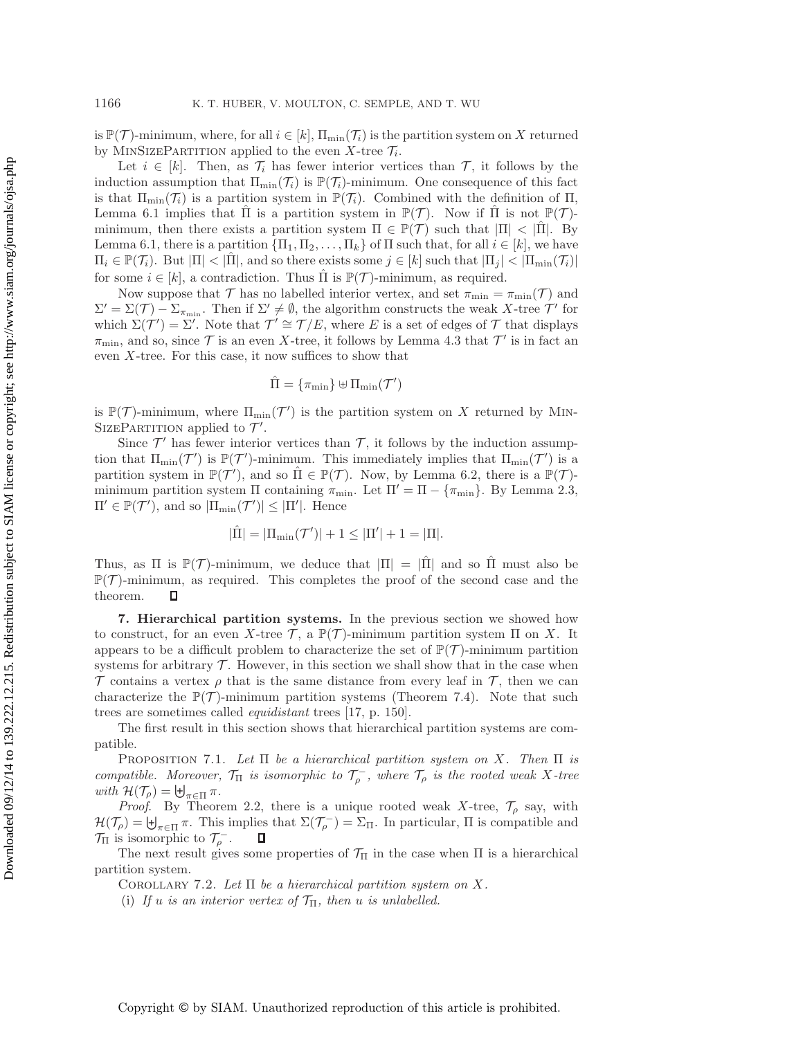is $\mathbb{P}(\mathcal{T})$-minimum, where, for all $i \in [k]$, $\Pi_{\min}(\mathcal{T}_i)$ is the partition system on $X$ returned by MinSizePartition applied to the even $X$-tree $\mathcal{T}_i$.

Let $i \in [k]$. Then, as $\mathcal{T}_i$ has fewer interior vertices than $\mathcal{T}$, it follows by the induction assumption that $\Pi_{\min}(\mathcal{T}_i)$ is $\mathbb{P}(\mathcal{T}_i)$-minimum. One consequence of this fact is that $\Pi_{\min}(\mathcal{T}_i)$ is a partition system in $\mathbb{P}(\mathcal{T}_i)$. Combined with the definition of $\Pi$, Lemma 6.1 implies that $\hat{\Pi}$ is a partition system in $\mathbb{P}(\mathcal{T})$. Now if $\hat{\Pi}$ is not $\mathbb{P}(\mathcal{T})$-minimum, then there exists a partition system $\Pi \in \mathbb{P}(\mathcal{T})$ such that $|\Pi| < |\hat{\Pi}|$. By Lemma 6.1, there is a partition $\{\Pi_1, \Pi_2, \ldots, \Pi_k\}$ of $\Pi$ such that, for all $i \in [k]$, we have $\Pi_i \in \mathbb{P}(\mathcal{T}_i)$. But $|\Pi| < |\hat{\Pi}|$, and so there exists some $j \in [k]$ such that $|\Pi_j| < |\Pi_{\min}(\mathcal{T}_i)|$ for some $i \in [k]$, a contradiction. Thus $\hat{\Pi}$ is $\mathbb{P}(\mathcal{T})$-minimum, as required.

Now suppose that $\mathcal{T}$ has no labelled interior vertex, and set $\pi_{\min} = \pi_{\min}(\mathcal{T})$ and $\Sigma' = \Sigma(\mathcal{T}) - \Sigma_{\pi_{\min}}$. Then if $\Sigma' \neq \emptyset$, the algorithm constructs the weak $X$-tree $\mathcal{T}'$ for which $\Sigma(\mathcal{T}') = \Sigma'$. Note that $\mathcal{T}' \cong \mathcal{T}/E$, where $E$ is a set of edges of $\mathcal{T}$ that displays $\pi_{\min}$, and so, since $\mathcal{T}$ is an even $X$-tree, it follows by Lemma 4.3 that $\mathcal{T}'$ is in fact an even $X$-tree. For this case, it now suffices to show that

$$\hat{\Pi} = \{\pi_{\min}\} \uplus \Pi_{\min}(\mathcal{T}')$$

is $\mathbb{P}(\mathcal{T})$-minimum, where $\Pi_{\min}(\mathcal{T}')$ is the partition system on $X$ returned by MinSizePartition applied to $\mathcal{T}'$.

Since $\mathcal{T}'$ has fewer interior vertices than $\mathcal{T}$, it follows by the induction assumption that $\Pi_{\min}(\mathcal{T}')$ is $\mathbb{P}(\mathcal{T}')$-minimum. This immediately implies that $\Pi_{\min}(\mathcal{T}')$ is a partition system in $\mathbb{P}(\mathcal{T}')$, and so $\hat{\Pi} \in \mathbb{P}(\mathcal{T})$. Now, by Lemma 6.2, there is a $\mathbb{P}(\mathcal{T})$-minimum partition system $\Pi$ containing $\pi_{\min}$. Let $\Pi' = \Pi - \{\pi_{\min}\}$. By Lemma 2.3, $\Pi' \in \mathbb{P}(\mathcal{T}')$, and so $|\Pi_{\min}(\mathcal{T}')| \leq |\Pi'|$. Hence

$$|\hat{\Pi}| = |\Pi_{\min}(\mathcal{T}')| + 1 \leq |\Pi'| + 1 = |\Pi|.$$

Thus, as $\Pi$ is $\mathbb{P}(\mathcal{T})$-minimum, we deduce that $|\Pi| = |\hat{\Pi}|$ and so $\hat{\Pi}$ must also be $\mathbb{P}(\mathcal{T})$-minimum, as required. This completes the proof of the second case and the theorem. ∎

**7. Hierarchical partition systems.** In the previous section we showed how to construct, for an even $X$-tree $\mathcal{T}$, a $\mathbb{P}(\mathcal{T})$-minimum partition system $\Pi$ on $X$. It appears to be a difficult problem to characterize the set of $\mathbb{P}(\mathcal{T})$-minimum partition systems for arbitrary $\mathcal{T}$. However, in this section we shall show that in the case when $\mathcal{T}$ contains a vertex $\rho$ that is the same distance from every leaf in $\mathcal{T}$, then we can characterize the $\mathbb{P}(\mathcal{T})$-minimum partition systems (Theorem 7.4). Note that such trees are sometimes called *equidistant* trees [17, p. 150].

The first result in this section shows that hierarchical partition systems are compatible.

Proposition 7.1. *Let $\Pi$ be a hierarchical partition system on $X$. Then $\Pi$ is compatible. Moreover, $\mathcal{T}_\Pi$ is isomorphic to $\mathcal{T}_\rho^-$, where $\mathcal{T}_\rho$ is the rooted weak $X$-tree with $\mathcal{H}(\mathcal{T}_\rho) = \biguplus_{\pi \in \Pi} \pi$.*

*Proof.* By Theorem 2.2, there is a unique rooted weak $X$-tree, $\mathcal{T}_\rho$ say, with $\mathcal{H}(\mathcal{T}_\rho) = \biguplus_{\pi \in \Pi} \pi$. This implies that $\Sigma(\mathcal{T}_\rho^-) = \Sigma_\Pi$. In particular, $\Pi$ is compatible and $\mathcal{T}_\Pi$ is isomorphic to $\mathcal{T}_\rho^-$. ∎

The next result gives some properties of $\mathcal{T}_\Pi$ in the case when $\Pi$ is a hierarchical partition system.

Corollary 7.2. *Let $\Pi$ be a hierarchical partition system on $X$.*

(i) *If $u$ is an interior vertex of $\mathcal{T}_\Pi$, then $u$ is unlabelled.*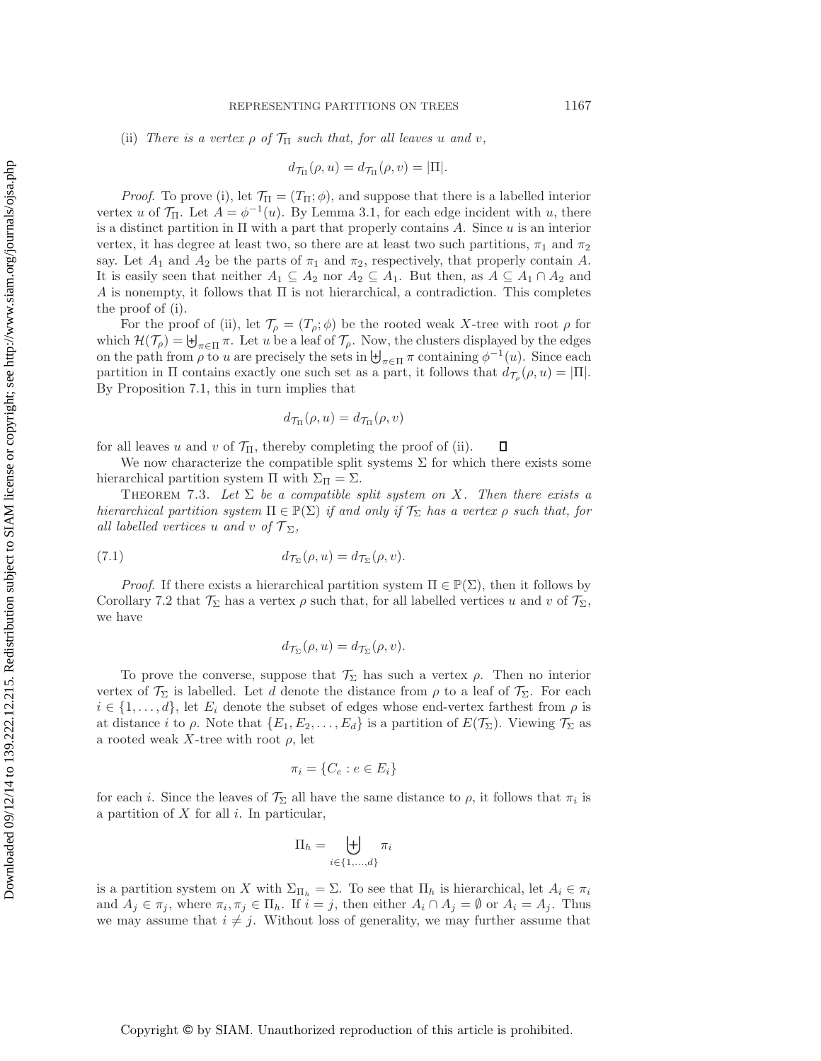(ii) *There is a vertex $\rho$ of $\mathcal{T}_\Pi$ such that, for all leaves $u$ and $v$,*

$$d_{\mathcal{T}_\Pi}(\rho, u) = d_{\mathcal{T}_\Pi}(\rho, v) = |\Pi|.$$

*Proof*. To prove (i), let $\mathcal{T}_\Pi = (T_\Pi; \phi)$, and suppose that there is a labelled interior vertex $u$ of $\mathcal{T}_\Pi$. Let $A = \phi^{-1}(u)$. By Lemma 3.1, for each edge incident with $u$, there is a distinct partition in $\Pi$ with a part that properly contains $A$. Since $u$ is an interior vertex, it has degree at least two, so there are at least two such partitions, $\pi_1$ and $\pi_2$ say. Let $A_1$ and $A_2$ be the parts of $\pi_1$ and $\pi_2$, respectively, that properly contain $A$. It is easily seen that neither $A_1 \subseteq A_2$ nor $A_2 \subseteq A_1$. But then, as $A \subseteq A_1 \cap A_2$ and $A$ is nonempty, it follows that $\Pi$ is not hierarchical, a contradiction. This completes the proof of (i).

For the proof of (ii), let $\mathcal{T}_\rho = (T_\rho; \phi)$ be the rooted weak $X$-tree with root $\rho$ for which $\mathcal{H}(\mathcal{T}_\rho) = \biguplus_{\pi \in \Pi} \pi$. Let $u$ be a leaf of $\mathcal{T}_\rho$. Now, the clusters displayed by the edges on the path from $\rho$ to $u$ are precisely the sets in $\biguplus_{\pi \in \Pi} \pi$ containing $\phi^{-1}(u)$. Since each partition in $\Pi$ contains exactly one such set as a part, it follows that $d_{\mathcal{T}_\rho}(\rho, u) = |\Pi|$. By Proposition 7.1, this in turn implies that

$$d_{\mathcal{T}_\Pi}(\rho, u) = d_{\mathcal{T}_\Pi}(\rho, v)$$

for all leaves $u$ and $v$ of $\mathcal{T}_\Pi$, thereby completing the proof of (ii). ∎

We now characterize the compatible split systems $\Sigma$ for which there exists some hierarchical partition system $\Pi$ with $\Sigma_\Pi = \Sigma$.

THEOREM 7.3. *Let $\Sigma$ be a compatible split system on $X$. Then there exists a hierarchical partition system $\Pi \in \mathbb{P}(\Sigma)$ if and only if $\mathcal{T}_\Sigma$ has a vertex $\rho$ such that, for all labelled vertices $u$ and $v$ of $\mathcal{T}_\Sigma$,*

$$d_{\mathcal{T}_\Sigma}(\rho, u) = d_{\mathcal{T}_\Sigma}(\rho, v). \tag{7.1}$$

*Proof*. If there exists a hierarchical partition system $\Pi \in \mathbb{P}(\Sigma)$, then it follows by Corollary 7.2 that $\mathcal{T}_\Sigma$ has a vertex $\rho$ such that, for all labelled vertices $u$ and $v$ of $\mathcal{T}_\Sigma$, we have

$$d_{\mathcal{T}_\Sigma}(\rho, u) = d_{\mathcal{T}_\Sigma}(\rho, v).$$

To prove the converse, suppose that $\mathcal{T}_\Sigma$ has such a vertex $\rho$. Then no interior vertex of $\mathcal{T}_\Sigma$ is labelled. Let $d$ denote the distance from $\rho$ to a leaf of $\mathcal{T}_\Sigma$. For each $i \in \{1, \ldots, d\}$, let $E_i$ denote the subset of edges whose end-vertex farthest from $\rho$ is at distance $i$ to $\rho$. Note that $\{E_1, E_2, \ldots, E_d\}$ is a partition of $E(\mathcal{T}_\Sigma)$. Viewing $\mathcal{T}_\Sigma$ as a rooted weak $X$-tree with root $\rho$, let

$$\pi_i = \{C_e : e \in E_i\}$$

for each $i$. Since the leaves of $\mathcal{T}_\Sigma$ all have the same distance to $\rho$, it follows that $\pi_i$ is a partition of $X$ for all $i$. In particular,

$$\Pi_h = \biguplus_{i \in \{1, \ldots, d\}} \pi_i$$

is a partition system on $X$ with $\Sigma_{\Pi_h} = \Sigma$. To see that $\Pi_h$ is hierarchical, let $A_i \in \pi_i$ and $A_j \in \pi_j$, where $\pi_i, \pi_j \in \Pi_h$. If $i = j$, then either $A_i \cap A_j = \emptyset$ or $A_i = A_j$. Thus we may assume that $i \neq j$. Without loss of generality, we may further assume that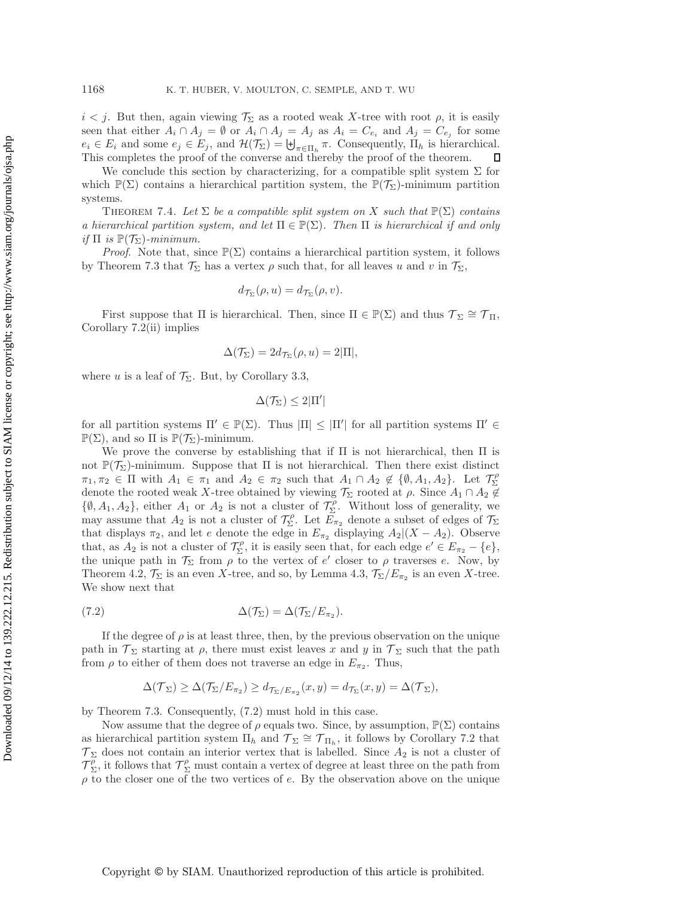$i < j$. But then, again viewing $\mathcal{T}_\Sigma$ as a rooted weak $X$-tree with root $\rho$, it is easily seen that either $A_i \cap A_j = \emptyset$ or $A_i \cap A_j = A_j$ as $A_i = C_{e_i}$ and $A_j = C_{e_j}$ for some $e_i \in E_i$ and some $e_j \in E_j$, and $\mathcal{H}(\mathcal{T}_\Sigma) = \biguplus_{\pi \in \Pi_h} \pi$. Consequently, $\Pi_h$ is hierarchical. This completes the proof of the converse and thereby the proof of the theorem. $\square$

We conclude this section by characterizing, for a compatible split system $\Sigma$ for which $\mathbb{P}(\Sigma)$ contains a hierarchical partition system, the $\mathbb{P}(\mathcal{T}_\Sigma)$-minimum partition systems.

THEOREM 7.4. *Let $\Sigma$ be a compatible split system on $X$ such that $\mathbb{P}(\Sigma)$ contains a hierarchical partition system, and let $\Pi \in \mathbb{P}(\Sigma)$. Then $\Pi$ is hierarchical if and only if $\Pi$ is $\mathbb{P}(\mathcal{T}_\Sigma)$-minimum.*

*Proof.* Note that, since $\mathbb{P}(\Sigma)$ contains a hierarchical partition system, it follows by Theorem 7.3 that $\mathcal{T}_\Sigma$ has a vertex $\rho$ such that, for all leaves $u$ and $v$ in $\mathcal{T}_\Sigma$,

$$d_{\mathcal{T}_\Sigma}(\rho, u) = d_{\mathcal{T}_\Sigma}(\rho, v).$$

First suppose that $\Pi$ is hierarchical. Then, since $\Pi \in \mathbb{P}(\Sigma)$ and thus $\mathcal{T}_\Sigma \cong \mathcal{T}_\Pi$, Corollary 7.2(ii) implies

$$\Delta(\mathcal{T}_\Sigma) = 2 d_{\mathcal{T}_\Sigma}(\rho, u) = 2|\Pi|,$$

where $u$ is a leaf of $\mathcal{T}_\Sigma$. But, by Corollary 3.3,

$$\Delta(\mathcal{T}_\Sigma) \leq 2|\Pi'|$$

for all partition systems $\Pi' \in \mathbb{P}(\Sigma)$. Thus $|\Pi| \leq |\Pi'|$ for all partition systems $\Pi' \in \mathbb{P}(\Sigma)$, and so $\Pi$ is $\mathbb{P}(\mathcal{T}_\Sigma)$-minimum.

We prove the converse by establishing that if $\Pi$ is not hierarchical, then $\Pi$ is not $\mathbb{P}(\mathcal{T}_\Sigma)$-minimum. Suppose that $\Pi$ is not hierarchical. Then there exist distinct $\pi_1, \pi_2 \in \Pi$ with $A_1 \in \pi_1$ and $A_2 \in \pi_2$ such that $A_1 \cap A_2 \notin \{\emptyset, A_1, A_2\}$. Let $\mathcal{T}_\Sigma^\rho$ denote the rooted weak $X$-tree obtained by viewing $\mathcal{T}_\Sigma$ rooted at $\rho$. Since $A_1 \cap A_2 \notin \{\emptyset, A_1, A_2\}$, either $A_1$ or $A_2$ is not a cluster of $\mathcal{T}_\Sigma^\rho$. Without loss of generality, we may assume that $A_2$ is not a cluster of $\mathcal{T}_\Sigma^\rho$. Let $E_{\pi_2}$ denote a subset of edges of $\mathcal{T}_\Sigma$ that displays $\pi_2$, and let $e$ denote the edge in $E_{\pi_2}$ displaying $A_2|(X - A_2)$. Observe that, as $A_2$ is not a cluster of $\mathcal{T}_\Sigma^\rho$, it is easily seen that, for each edge $e' \in E_{\pi_2} - \{e\}$, the unique path in $\mathcal{T}_\Sigma$ from $\rho$ to the vertex of $e'$ closer to $\rho$ traverses $e$. Now, by Theorem 4.2, $\mathcal{T}_\Sigma$ is an even $X$-tree, and so, by Lemma 4.3, $\mathcal{T}_\Sigma / E_{\pi_2}$ is an even $X$-tree. We show next that

$$\Delta(\mathcal{T}_\Sigma) = \Delta(\mathcal{T}_\Sigma / E_{\pi_2}). \tag{7.2}$$

If the degree of $\rho$ is at least three, then, by the previous observation on the unique path in $\mathcal{T}_\Sigma$ starting at $\rho$, there must exist leaves $x$ and $y$ in $\mathcal{T}_\Sigma$ such that the path from $\rho$ to either of them does not traverse an edge in $E_{\pi_2}$. Thus,

$$\Delta(\mathcal{T}_\Sigma) \geq \Delta(\mathcal{T}_\Sigma / E_{\pi_2}) \geq d_{\mathcal{T}_\Sigma / E_{\pi_2}}(x, y) = d_{\mathcal{T}_\Sigma}(x, y) = \Delta(\mathcal{T}_\Sigma),$$

by Theorem 7.3. Consequently, (7.2) must hold in this case.

Now assume that the degree of $\rho$ equals two. Since, by assumption, $\mathbb{P}(\Sigma)$ contains as hierarchical partition system $\Pi_h$ and $\mathcal{T}_\Sigma \cong \mathcal{T}_{\Pi_h}$, it follows by Corollary 7.2 that $\mathcal{T}_\Sigma$ does not contain an interior vertex that is labelled. Since $A_2$ is not a cluster of $\mathcal{T}_\Sigma^\rho$, it follows that $\mathcal{T}_\Sigma^\rho$ must contain a vertex of degree at least three on the path from $\rho$ to the closer one of the two vertices of $e$. By the observation above on the unique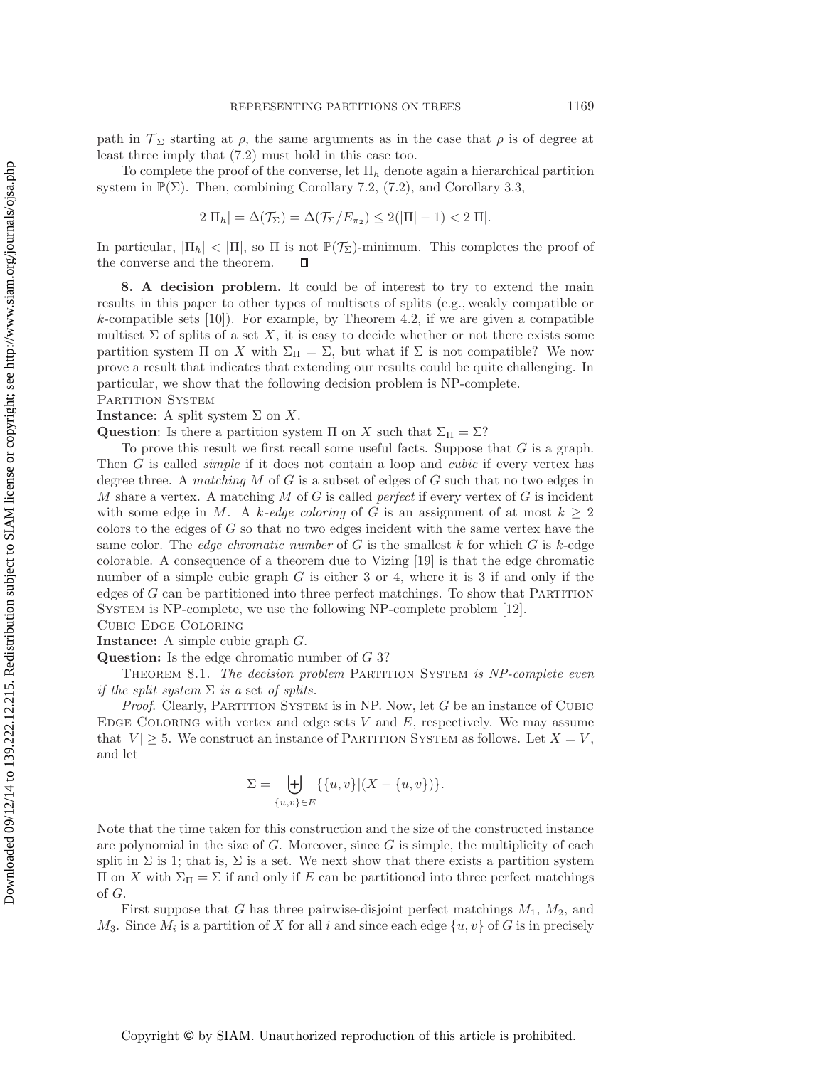path in $\mathcal{T}_\Sigma$ starting at $\rho$, the same arguments as in the case that $\rho$ is of degree at least three imply that (7.2) must hold in this case too.

To complete the proof of the converse, let $\Pi_h$ denote again a hierarchical partition system in $\mathbb{P}(\Sigma)$. Then, combining Corollary 7.2, (7.2), and Corollary 3.3,

$$2|\Pi_h| = \Delta(\mathcal{T}_\Sigma) = \Delta(\mathcal{T}_\Sigma/E_{\pi_2}) \leq 2(|\Pi| - 1) < 2|\Pi|.$$

In particular, $|\Pi_h| < |\Pi|$, so $\Pi$ is not $\mathbb{P}(\mathcal{T}_\Sigma)$-minimum. This completes the proof of the converse and the theorem. ∎

**8. A decision problem.** It could be of interest to try to extend the main results in this paper to other types of multisets of splits (e.g., weakly compatible or $k$-compatible sets [10]). For example, by Theorem 4.2, if we are given a compatible multiset $\Sigma$ of splits of a set $X$, it is easy to decide whether or not there exists some partition system $\Pi$ on $X$ with $\Sigma_\Pi = \Sigma$, but what if $\Sigma$ is not compatible? We now prove a result that indicates that extending our results could be quite challenging. In particular, we show that the following decision problem is NP-complete.

PARTITION SYSTEM

**Instance**: A split system $\Sigma$ on $X$.

**Question**: Is there a partition system $\Pi$ on $X$ such that $\Sigma_\Pi = \Sigma$?

To prove this result we first recall some useful facts. Suppose that $G$ is a graph. Then $G$ is called *simple* if it does not contain a loop and *cubic* if every vertex has degree three. A *matching* $M$ of $G$ is a subset of edges of $G$ such that no two edges in $M$ share a vertex. A matching $M$ of $G$ is called *perfect* if every vertex of $G$ is incident with some edge in $M$. A *k-edge coloring* of $G$ is an assignment of at most $k \geq 2$ colors to the edges of $G$ so that no two edges incident with the same vertex have the same color. The *edge chromatic number* of $G$ is the smallest $k$ for which $G$ is $k$-edge colorable. A consequence of a theorem due to Vizing [19] is that the edge chromatic number of a simple cubic graph $G$ is either 3 or 4, where it is 3 if and only if the edges of $G$ can be partitioned into three perfect matchings. To show that PARTITION SYSTEM is NP-complete, we use the following NP-complete problem [12].

CUBIC EDGE COLORING

**Instance:** A simple cubic graph $G$.

**Question:** Is the edge chromatic number of $G$ 3?

THEOREM 8.1. *The decision problem* PARTITION SYSTEM *is NP-complete even if the split system* $\Sigma$ *is a* set *of splits.*

*Proof.* Clearly, PARTITION SYSTEM is in NP. Now, let $G$ be an instance of CUBIC EDGE COLORING with vertex and edge sets $V$ and $E$, respectively. We may assume that $|V| \geq 5$. We construct an instance of PARTITION SYSTEM as follows. Let $X = V$, and let

$$\Sigma = \biguplus_{\{u,v\} \in E} \{\{u,v\} | (X - \{u,v\})\}.$$

Note that the time taken for this construction and the size of the constructed instance are polynomial in the size of $G$. Moreover, since $G$ is simple, the multiplicity of each split in $\Sigma$ is 1; that is, $\Sigma$ is a set. We next show that there exists a partition system $\Pi$ on $X$ with $\Sigma_\Pi = \Sigma$ if and only if $E$ can be partitioned into three perfect matchings of $G$.

First suppose that $G$ has three pairwise-disjoint perfect matchings $M_1$, $M_2$, and $M_3$. Since $M_i$ is a partition of $X$ for all $i$ and since each edge $\{u, v\}$ of $G$ is in precisely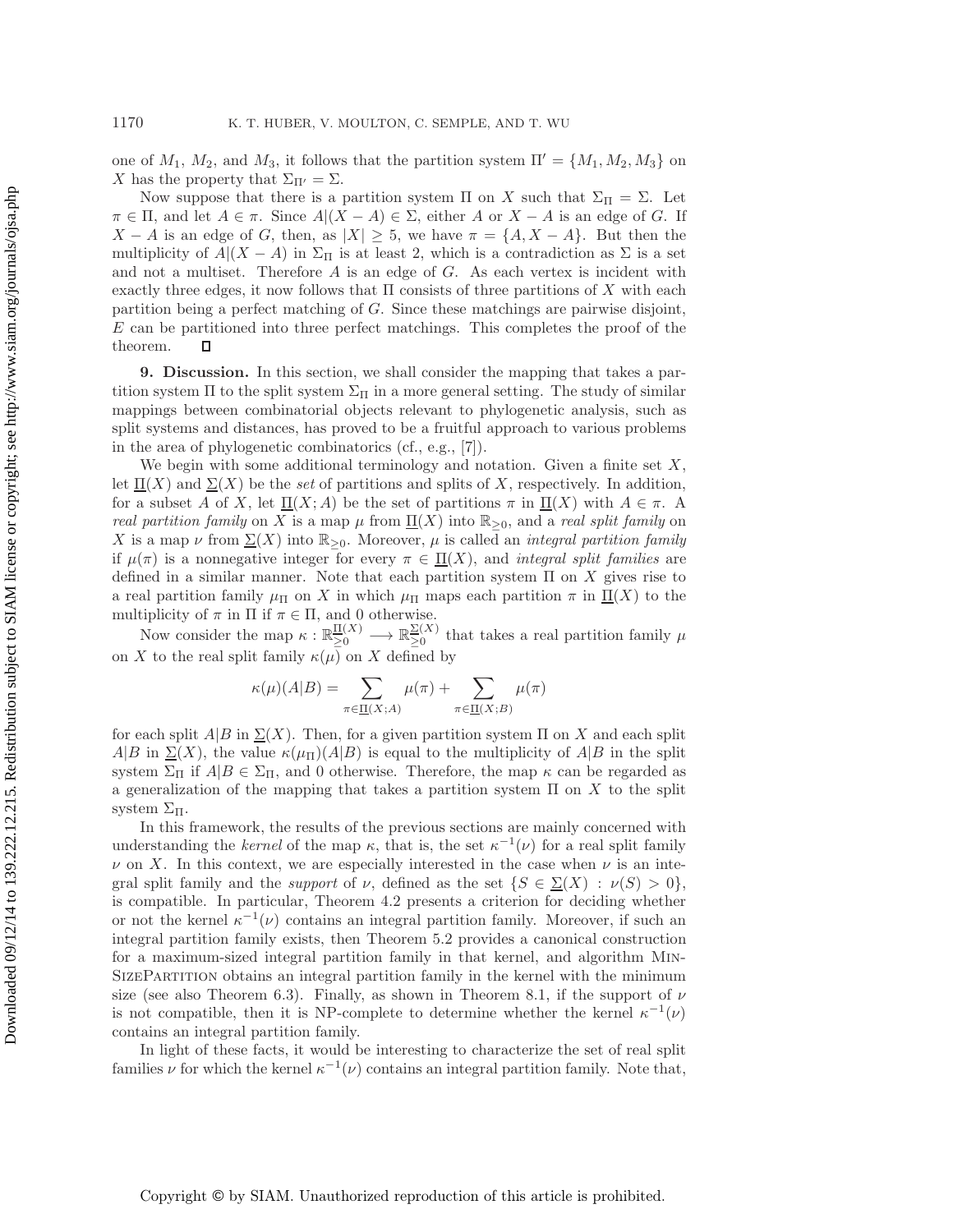one of $M_1$, $M_2$, and $M_3$, it follows that the partition system $\Pi' = \{M_1, M_2, M_3\}$ on $X$ has the property that $\Sigma_{\Pi'} = \Sigma$.

Now suppose that there is a partition system $\Pi$ on $X$ such that $\Sigma_\Pi = \Sigma$. Let $\pi \in \Pi$, and let $A \in \pi$. Since $A|(X-A) \in \Sigma$, either $A$ or $X - A$ is an edge of $G$. If $X - A$ is an edge of $G$, then, as $|X| \geq 5$, we have $\pi = \{A, X - A\}$. But then the multiplicity of $A|(X-A)$ in $\Sigma_\Pi$ is at least 2, which is a contradiction as $\Sigma$ is a set and not a multiset. Therefore $A$ is an edge of $G$. As each vertex is incident with exactly three edges, it now follows that $\Pi$ consists of three partitions of $X$ with each partition being a perfect matching of $G$. Since these matchings are pairwise disjoint, $E$ can be partitioned into three perfect matchings. This completes the proof of the theorem. ∎

**9. Discussion.** In this section, we shall consider the mapping that takes a partition system $\Pi$ to the split system $\Sigma_\Pi$ in a more general setting. The study of similar mappings between combinatorial objects relevant to phylogenetic analysis, such as split systems and distances, has proved to be a fruitful approach to various problems in the area of phylogenetic combinatorics (cf., e.g., [7]).

We begin with some additional terminology and notation. Given a finite set $X$, let $\underline{\Pi}(X)$ and $\underline{\Sigma}(X)$ be the *set* of partitions and splits of $X$, respectively. In addition, for a subset $A$ of $X$, let $\underline{\Pi}(X;A)$ be the set of partitions $\pi$ in $\underline{\Pi}(X)$ with $A \in \pi$. A *real partition family* on $X$ is a map $\mu$ from $\underline{\Pi}(X)$ into $\mathbb{R}_{\geq 0}$, and a *real split family* on $X$ is a map $\nu$ from $\underline{\Sigma}(X)$ into $\mathbb{R}_{\geq 0}$. Moreover, $\mu$ is called an *integral partition family* if $\mu(\pi)$ is a nonnegative integer for every $\pi \in \underline{\Pi}(X)$, and *integral split families* are defined in a similar manner. Note that each partition system $\Pi$ on $X$ gives rise to a real partition family $\mu_\Pi$ on $X$ in which $\mu_\Pi$ maps each partition $\pi$ in $\underline{\Pi}(X)$ to the multiplicity of $\pi$ in $\Pi$ if $\pi \in \Pi$, and 0 otherwise.

Now consider the map $\kappa : \mathbb{R}_{\geq 0}^{\underline{\Pi}(X)} \longrightarrow \mathbb{R}_{\geq 0}^{\underline{\Sigma}(X)}$ that takes a real partition family $\mu$ on $X$ to the real split family $\kappa(\mu)$ on $X$ defined by

$$\kappa(\mu)(A|B) = \sum_{\pi \in \underline{\Pi}(X;A)} \mu(\pi) + \sum_{\pi \in \underline{\Pi}(X;B)} \mu(\pi)$$

for each split $A|B$ in $\underline{\Sigma}(X)$. Then, for a given partition system $\Pi$ on $X$ and each split $A|B$ in $\underline{\Sigma}(X)$, the value $\kappa(\mu_\Pi)(A|B)$ is equal to the multiplicity of $A|B$ in the split system $\Sigma_\Pi$ if $A|B \in \Sigma_\Pi$, and 0 otherwise. Therefore, the map $\kappa$ can be regarded as a generalization of the mapping that takes a partition system $\Pi$ on $X$ to the split system $\Sigma_\Pi$.

In this framework, the results of the previous sections are mainly concerned with understanding the *kernel* of the map $\kappa$, that is, the set $\kappa^{-1}(\nu)$ for a real split family $\nu$ on $X$. In this context, we are especially interested in the case when $\nu$ is an integral split family and the *support* of $\nu$, defined as the set $\{S \in \underline{\Sigma}(X) : \nu(S) > 0\}$, is compatible. In particular, Theorem 4.2 presents a criterion for deciding whether or not the kernel $\kappa^{-1}(\nu)$ contains an integral partition family. Moreover, if such an integral partition family exists, then Theorem 5.2 provides a canonical construction for a maximum-sized integral partition family in that kernel, and algorithm MinSizePartition obtains an integral partition family in the kernel with the minimum size (see also Theorem 6.3). Finally, as shown in Theorem 8.1, if the support of $\nu$ is not compatible, then it is NP-complete to determine whether the kernel $\kappa^{-1}(\nu)$ contains an integral partition family.

In light of these facts, it would be interesting to characterize the set of real split families $\nu$ for which the kernel $\kappa^{-1}(\nu)$ contains an integral partition family. Note that,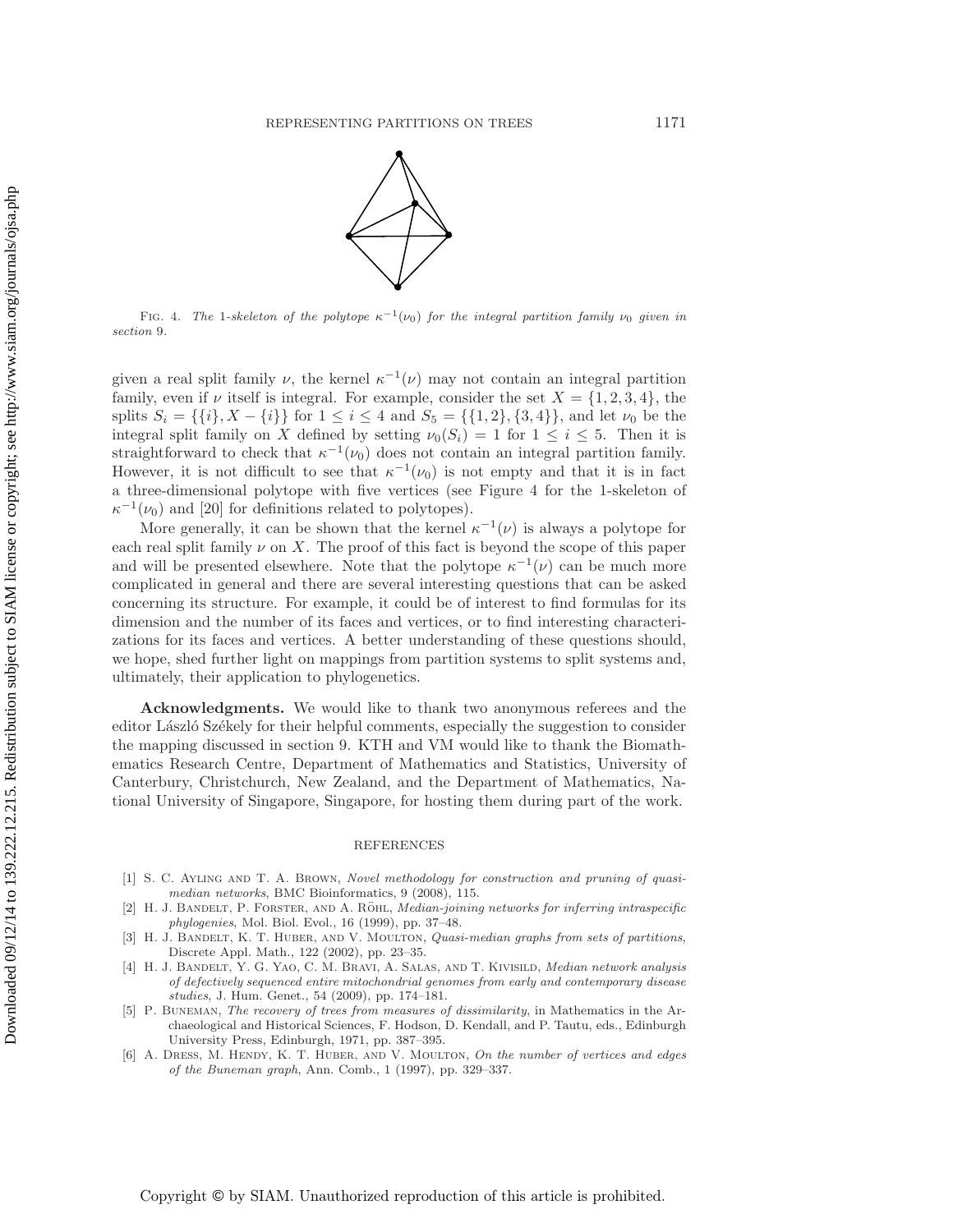FIG. 4. *The 1-skeleton of the polytope $\kappa^{-1}(\nu_0)$ for the integral partition family $\nu_0$ given in section* 9.

given a real split family $\nu$, the kernel $\kappa^{-1}(\nu)$ may not contain an integral partition family, even if $\nu$ itself is integral. For example, consider the set $X = \{1, 2, 3, 4\}$, the splits $S_i = \{\{i\}, X - \{i\}\}$ for $1 \leq i \leq 4$ and $S_5 = \{\{1, 2\}, \{3, 4\}\}$, and let $\nu_0$ be the integral split family on $X$ defined by setting $\nu_0(S_i) = 1$ for $1 \leq i \leq 5$. Then it is straightforward to check that $\kappa^{-1}(\nu_0)$ does not contain an integral partition family. However, it is not difficult to see that $\kappa^{-1}(\nu_0)$ is not empty and that it is in fact a three-dimensional polytope with five vertices (see Figure 4 for the 1-skeleton of $\kappa^{-1}(\nu_0)$ and [20] for definitions related to polytopes).

More generally, it can be shown that the kernel $\kappa^{-1}(\nu)$ is always a polytope for each real split family $\nu$ on $X$. The proof of this fact is beyond the scope of this paper and will be presented elsewhere. Note that the polytope $\kappa^{-1}(\nu)$ can be much more complicated in general and there are several interesting questions that can be asked concerning its structure. For example, it could be of interest to find formulas for its dimension and the number of its faces and vertices, or to find interesting characterizations for its faces and vertices. A better understanding of these questions should, we hope, shed further light on mappings from partition systems to split systems and, ultimately, their application to phylogenetics.

**Acknowledgments.** We would like to thank two anonymous referees and the editor László Székely for their helpful comments, especially the suggestion to consider the mapping discussed in section 9. KTH and VM would like to thank the Biomathematics Research Centre, Department of Mathematics and Statistics, University of Canterbury, Christchurch, New Zealand, and the Department of Mathematics, National University of Singapore, Singapore, for hosting them during part of the work.

## REFERENCES

[1] S. C. Ayling and T. A. Brown, *Novel methodology for construction and pruning of quasi-median networks*, BMC Bioinformatics, 9 (2008), 115.

[2] H. J. Bandelt, P. Forster, and A. Röhl, *Median-joining networks for inferring intraspecific phylogenies*, Mol. Biol. Evol., 16 (1999), pp. 37–48.

[3] H. J. Bandelt, K. T. Huber, and V. Moulton, *Quasi-median graphs from sets of partitions*, Discrete Appl. Math., 122 (2002), pp. 23–35.

[4] H. J. Bandelt, Y. G. Yao, C. M. Bravi, A. Salas, and T. Kivisild, *Median network analysis of defectively sequenced entire mitochondrial genomes from early and contemporary disease studies*, J. Hum. Genet., 54 (2009), pp. 174–181.

[5] P. Buneman, *The recovery of trees from measures of dissimilarity*, in Mathematics in the Archaeological and Historical Sciences, F. Hodson, D. Kendall, and P. Tautu, eds., Edinburgh University Press, Edinburgh, 1971, pp. 387–395.

[6] A. Dress, M. Hendy, K. T. Huber, and V. Moulton, *On the number of vertices and edges of the Buneman graph*, Ann. Comb., 1 (1997), pp. 329–337.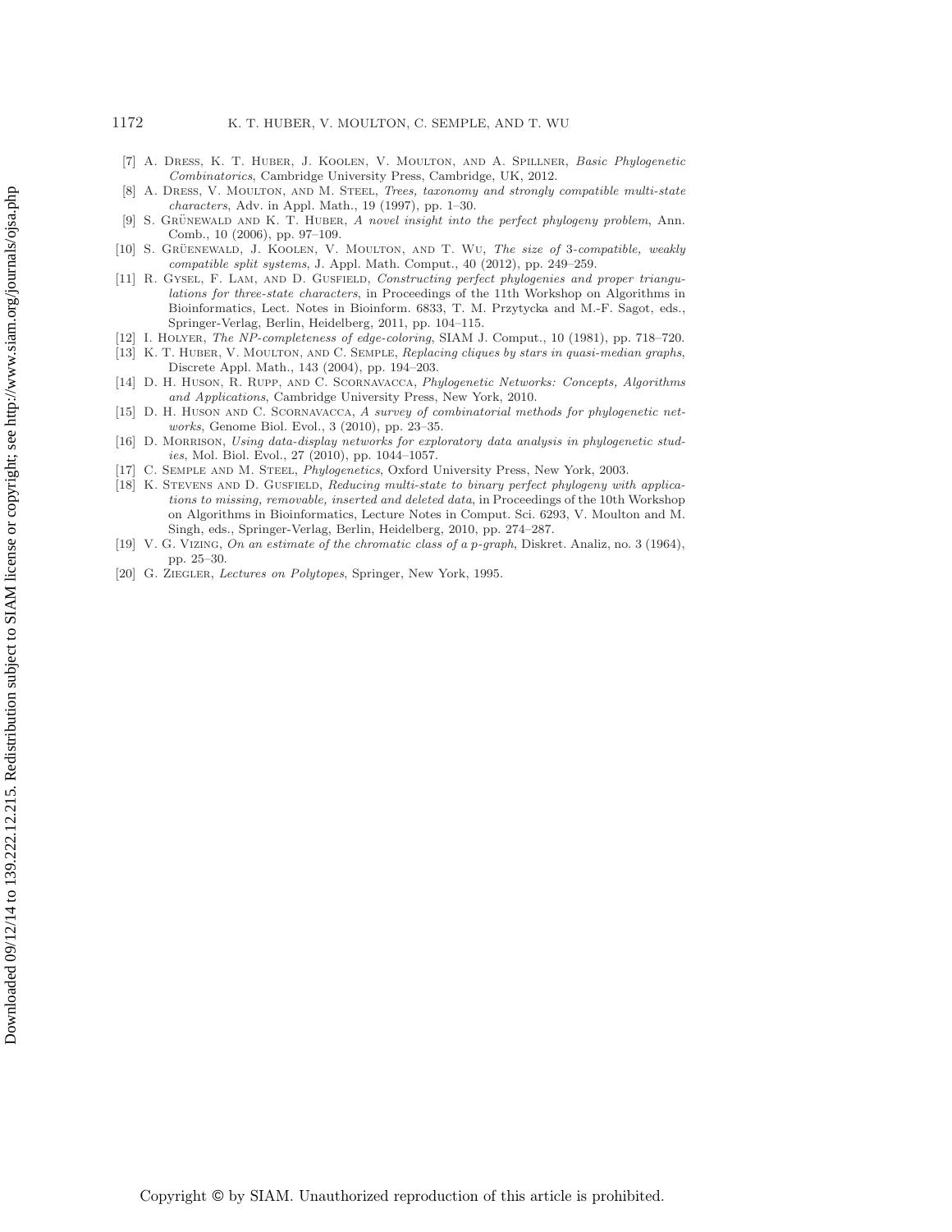[7] A. Dress, K. T. Huber, J. Koolen, V. Moulton, and A. Spillner, *Basic Phylogenetic Combinatorics*, Cambridge University Press, Cambridge, UK, 2012.

[8] A. Dress, V. Moulton, and M. Steel, *Trees, taxonomy and strongly compatible multi-state characters*, Adv. in Appl. Math., 19 (1997), pp. 1–30.

[9] S. Grünewald and K. T. Huber, *A novel insight into the perfect phylogeny problem*, Ann. Comb., 10 (2006), pp. 97–109.

[10] S. Grüenewald, J. Koolen, V. Moulton, and T. Wu, *The size of 3-compatible, weakly compatible split systems*, J. Appl. Math. Comput., 40 (2012), pp. 249–259.

[11] R. Gysel, F. Lam, and D. Gusfield, *Constructing perfect phylogenies and proper triangulations for three-state characters*, in Proceedings of the 11th Workshop on Algorithms in Bioinformatics, Lect. Notes in Bioinform. 6833, T. M. Przytycka and M.-F. Sagot, eds., Springer-Verlag, Berlin, Heidelberg, 2011, pp. 104–115.

[12] I. Holyer, *The NP-completeness of edge-coloring*, SIAM J. Comput., 10 (1981), pp. 718–720.

[13] K. T. Huber, V. Moulton, and C. Semple, *Replacing cliques by stars in quasi-median graphs*, Discrete Appl. Math., 143 (2004), pp. 194–203.

[14] D. H. Huson, R. Rupp, and C. Scornavacca, *Phylogenetic Networks: Concepts, Algorithms and Applications*, Cambridge University Press, New York, 2010.

[15] D. H. Huson and C. Scornavacca, *A survey of combinatorial methods for phylogenetic networks*, Genome Biol. Evol., 3 (2010), pp. 23–35.

[16] D. Morrison, *Using data-display networks for exploratory data analysis in phylogenetic studies*, Mol. Biol. Evol., 27 (2010), pp. 1044–1057.

[17] C. Semple and M. Steel, *Phylogenetics*, Oxford University Press, New York, 2003.

[18] K. Stevens and D. Gusfield, *Reducing multi-state to binary perfect phylogeny with applications to missing, removable, inserted and deleted data*, in Proceedings of the 10th Workshop on Algorithms in Bioinformatics, Lecture Notes in Comput. Sci. 6293, V. Moulton and M. Singh, eds., Springer-Verlag, Berlin, Heidelberg, 2010, pp. 274–287.

[19] V. G. Vizing, *On an estimate of the chromatic class of a p-graph*, Diskret. Analiz, no. 3 (1964), pp. 25–30.

[20] G. Ziegler, *Lectures on Polytopes*, Springer, New York, 1995.